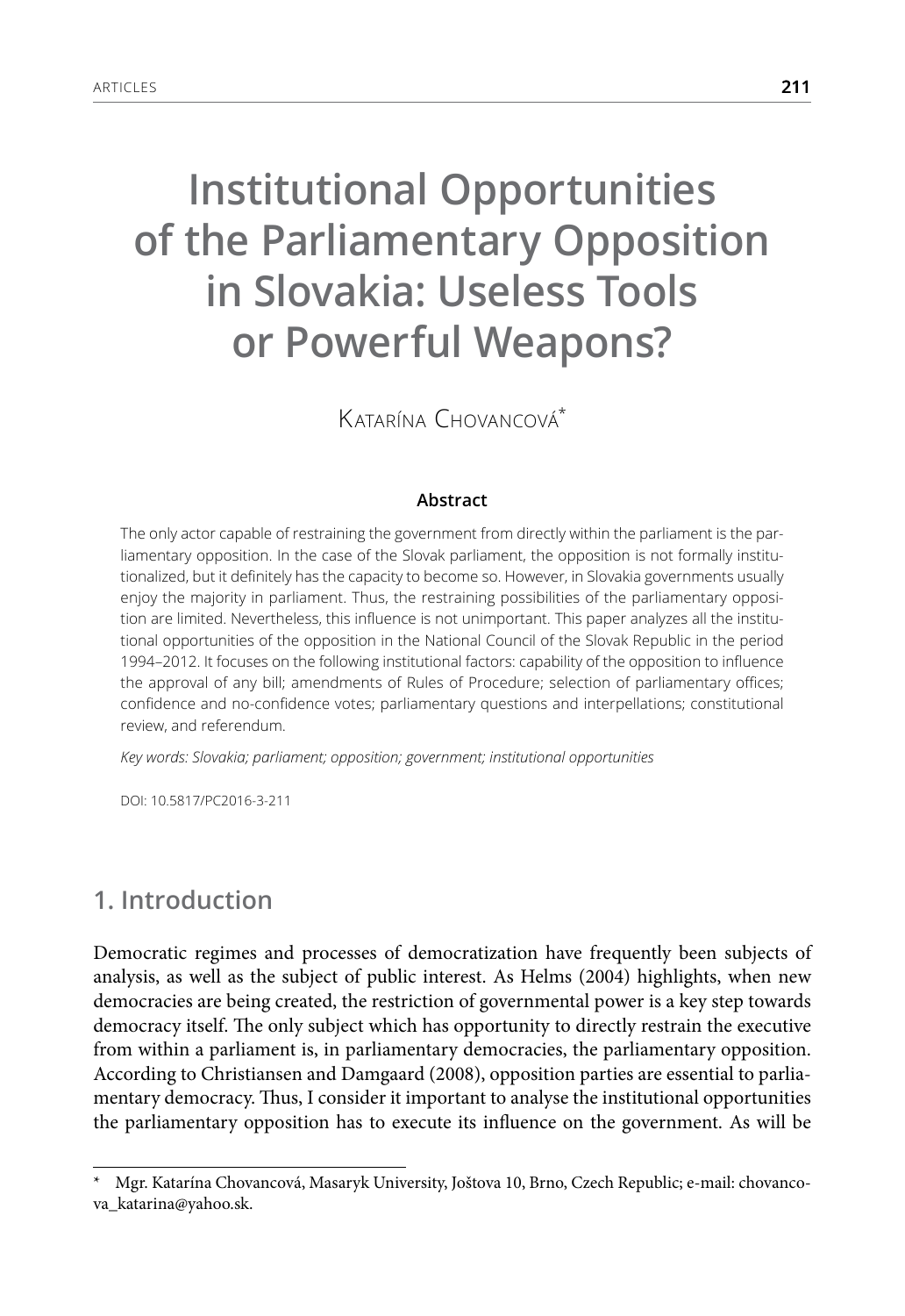# Institutional Opportunities of the Parliamentary Opposition in Slovakia: Useless Tools or Powerful Weapons?

Katarína Chovancová*

### Abstract

The only actor capable of restraining the government from directly within the parliament is the parliamentary opposition. In the case of the Slovak parliament, the opposition is not formally institutionalized, but it definitely has the capacity to become so. However, in Slovakia governments usually enjoy the majority in parliament. Thus, the restraining possibilities of the parliamentary opposition are limited. Nevertheless, this influence is not unimportant. This paper analyzes all the institutional opportunities of the opposition in the National Council of the Slovak Republic in the period 1994–2012. It focuses on the following institutional factors: capability of the opposition to influence the approval of any bill; amendments of Rules of Procedure; selection of parliamentary offices; confidence and no-confidence votes; parliamentary questions and interpellations; constitutional review, and referendum.

*Key words: Slovakia; parliament; opposition; government; institutional opportunities*

DOI: 10.5817/PC2016-3-211

## 1. Introduction

Democratic regimes and processes of democratization have frequently been subjects of analysis, as well as the subject of public interest. As Helms (2004) highlights, when new democracies are being created, the restriction of governmental power is a key step towards democracy itself. The only subject which has opportunity to directly restrain the executive from within a parliament is, in parliamentary democracies, the parliamentary opposition. According to Christiansen and Damgaard (2008), opposition parties are essential to parliamentary democracy. Thus, I consider it important to analyse the institutional opportunities the parliamentary opposition has to execute its influence on the government. As will be

* Mgr. Katarína Chovancová, Masaryk University, Joštova 10, Brno, Czech Republic; e-mail: chovancova_katarina@yahoo.sk.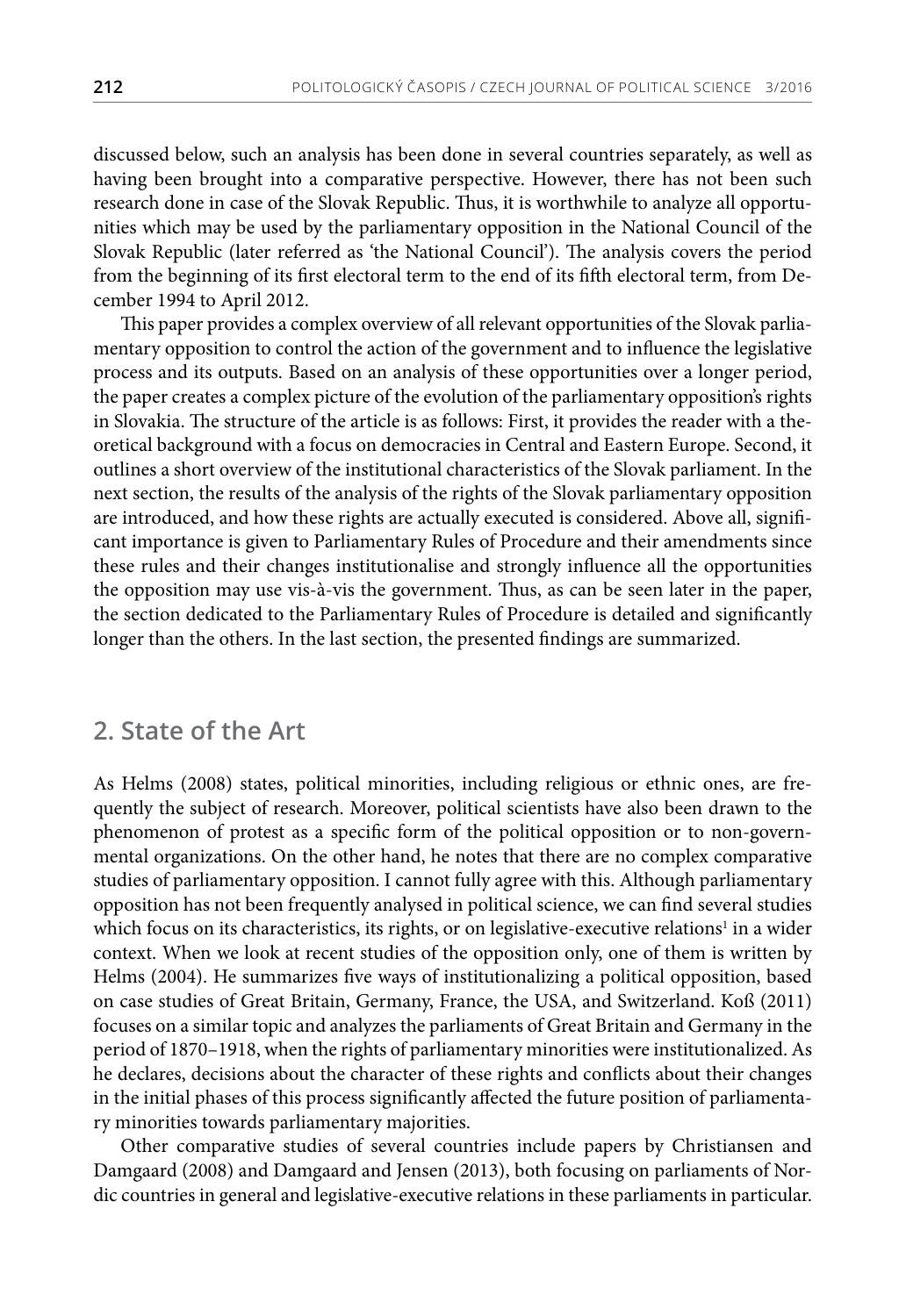discussed below, such an analysis has been done in several countries separately, as well as having been brought into a comparative perspective. However, there has not been such research done in case of the Slovak Republic. Thus, it is worthwhile to analyze all opportunities which may be used by the parliamentary opposition in the National Council of the Slovak Republic (later referred as 'the National Council'). The analysis covers the period from the beginning of its first electoral term to the end of its fifth electoral term, from December 1994 to April 2012.

This paper provides a complex overview of all relevant opportunities of the Slovak parliamentary opposition to control the action of the government and to influence the legislative process and its outputs. Based on an analysis of these opportunities over a longer period, the paper creates a complex picture of the evolution of the parliamentary opposition's rights in Slovakia. The structure of the article is as follows: First, it provides the reader with a theoretical background with a focus on democracies in Central and Eastern Europe. Second, it outlines a short overview of the institutional characteristics of the Slovak parliament. In the next section, the results of the analysis of the rights of the Slovak parliamentary opposition are introduced, and how these rights are actually executed is considered. Above all, significant importance is given to Parliamentary Rules of Procedure and their amendments since these rules and their changes institutionalise and strongly influence all the opportunities the opposition may use vis-à-vis the government. Thus, as can be seen later in the paper, the section dedicated to the Parliamentary Rules of Procedure is detailed and significantly longer than the others. In the last section, the presented findings are summarized.

## 2. State of the Art

As Helms (2008) states, political minorities, including religious or ethnic ones, are frequently the subject of research. Moreover, political scientists have also been drawn to the phenomenon of protest as a specific form of the political opposition or to non-governmental organizations. On the other hand, he notes that there are no complex comparative studies of parliamentary opposition. I cannot fully agree with this. Although parliamentary opposition has not been frequently analysed in political science, we can find several studies which focus on its characteristics, its rights, or on legislative-executive relations[1] in a wider context. When we look at recent studies of the opposition only, one of them is written by Helms (2004). He summarizes five ways of institutionalizing a political opposition, based on case studies of Great Britain, Germany, France, the USA, and Switzerland. Koß (2011) focuses on a similar topic and analyzes the parliaments of Great Britain and Germany in the period of 1870–1918, when the rights of parliamentary minorities were institutionalized. As he declares, decisions about the character of these rights and conflicts about their changes in the initial phases of this process significantly affected the future position of parliamentary minorities towards parliamentary majorities.

Other comparative studies of several countries include papers by Christiansen and Damgaard (2008) and Damgaard and Jensen (2013), both focusing on parliaments of Nordic countries in general and legislative-executive relations in these parliaments in particular.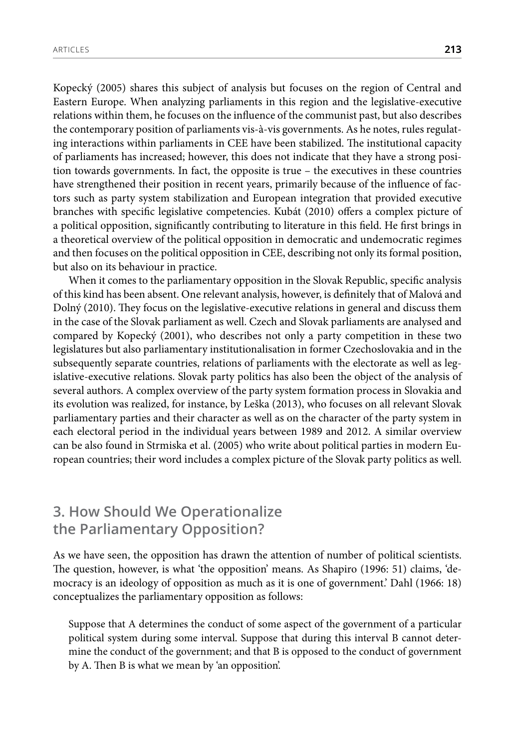Kopecký (2005) shares this subject of analysis but focuses on the region of Central and Eastern Europe. When analyzing parliaments in this region and the legislative-executive relations within them, he focuses on the influence of the communist past, but also describes the contemporary position of parliaments vis-à-vis governments. As he notes, rules regulating interactions within parliaments in CEE have been stabilized. The institutional capacity of parliaments has increased; however, this does not indicate that they have a strong position towards governments. In fact, the opposite is true – the executives in these countries have strengthened their position in recent years, primarily because of the influence of factors such as party system stabilization and European integration that provided executive branches with specific legislative competencies. Kubát (2010) offers a complex picture of a political opposition, significantly contributing to literature in this field. He first brings in a theoretical overview of the political opposition in democratic and undemocratic regimes and then focuses on the political opposition in CEE, describing not only its formal position, but also on its behaviour in practice.

When it comes to the parliamentary opposition in the Slovak Republic, specific analysis of this kind has been absent. One relevant analysis, however, is definitely that of Malová and Dolný (2010). They focus on the legislative-executive relations in general and discuss them in the case of the Slovak parliament as well. Czech and Slovak parliaments are analysed and compared by Kopecký (2001), who describes not only a party competition in these two legislatures but also parliamentary institutionalisation in former Czechoslovakia and in the subsequently separate countries, relations of parliaments with the electorate as well as legislative-executive relations. Slovak party politics has also been the object of the analysis of several authors. A complex overview of the party system formation process in Slovakia and its evolution was realized, for instance, by Leška (2013), who focuses on all relevant Slovak parliamentary parties and their character as well as on the character of the party system in each electoral period in the individual years between 1989 and 2012. A similar overview can be also found in Strmiska et al. (2005) who write about political parties in modern European countries; their word includes a complex picture of the Slovak party politics as well.

## 3. How Should We Operationalize the Parliamentary Opposition?

As we have seen, the opposition has drawn the attention of number of political scientists. The question, however, is what 'the opposition' means. As Shapiro (1996: 51) claims, 'democracy is an ideology of opposition as much as it is one of government.' Dahl (1966: 18) conceptualizes the parliamentary opposition as follows:

> Suppose that A determines the conduct of some aspect of the government of a particular political system during some interval. Suppose that during this interval B cannot determine the conduct of the government; and that B is opposed to the conduct of government by A. Then B is what we mean by 'an opposition'.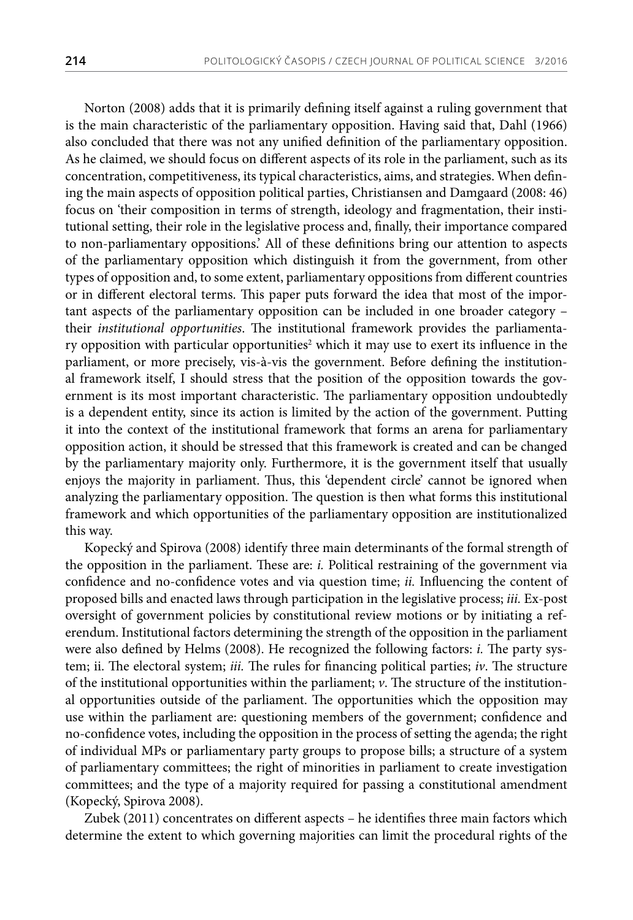Norton (2008) adds that it is primarily defining itself against a ruling government that is the main characteristic of the parliamentary opposition. Having said that, Dahl (1966) also concluded that there was not any unified definition of the parliamentary opposition. As he claimed, we should focus on different aspects of its role in the parliament, such as its concentration, competitiveness, its typical characteristics, aims, and strategies. When defining the main aspects of opposition political parties, Christiansen and Damgaard (2008: 46) focus on 'their composition in terms of strength, ideology and fragmentation, their institutional setting, their role in the legislative process and, finally, their importance compared to non-parliamentary oppositions.' All of these definitions bring our attention to aspects of the parliamentary opposition which distinguish it from the government, from other types of opposition and, to some extent, parliamentary oppositions from different countries or in different electoral terms. This paper puts forward the idea that most of the important aspects of the parliamentary opposition can be included in one broader category – their *institutional opportunities*. The institutional framework provides the parliamentary opposition with particular opportunities[2] which it may use to exert its influence in the parliament, or more precisely, vis-à-vis the government. Before defining the institutional framework itself, I should stress that the position of the opposition towards the government is its most important characteristic. The parliamentary opposition undoubtedly is a dependent entity, since its action is limited by the action of the government. Putting it into the context of the institutional framework that forms an arena for parliamentary opposition action, it should be stressed that this framework is created and can be changed by the parliamentary majority only. Furthermore, it is the government itself that usually enjoys the majority in parliament. Thus, this 'dependent circle' cannot be ignored when analyzing the parliamentary opposition. The question is then what forms this institutional framework and which opportunities of the parliamentary opposition are institutionalized this way.

Kopecký and Spirova (2008) identify three main determinants of the formal strength of the opposition in the parliament. These are: *i.* Political restraining of the government via confidence and no-confidence votes and via question time; *ii.* Influencing the content of proposed bills and enacted laws through participation in the legislative process; *iii.* Ex-post oversight of government policies by constitutional review motions or by initiating a referendum. Institutional factors determining the strength of the opposition in the parliament were also defined by Helms (2008). He recognized the following factors: *i.* The party system; ii. The electoral system; *iii.* The rules for financing political parties; *iv*. The structure of the institutional opportunities within the parliament; *v*. The structure of the institutional opportunities outside of the parliament. The opportunities which the opposition may use within the parliament are: questioning members of the government; confidence and no-confidence votes, including the opposition in the process of setting the agenda; the right of individual MPs or parliamentary party groups to propose bills; a structure of a system of parliamentary committees; the right of minorities in parliament to create investigation committees; and the type of a majority required for passing a constitutional amendment (Kopecký, Spirova 2008).

Zubek (2011) concentrates on different aspects – he identifies three main factors which determine the extent to which governing majorities can limit the procedural rights of the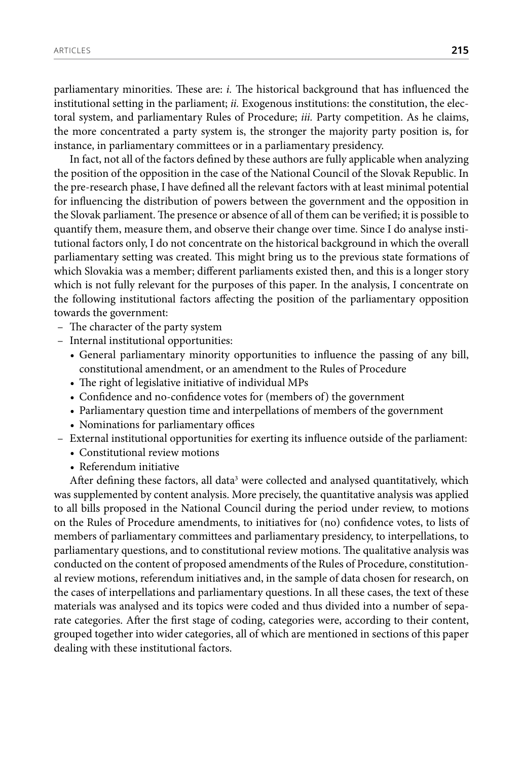parliamentary minorities. These are: *i.* The historical background that has influenced the institutional setting in the parliament; *ii.* Exogenous institutions: the constitution, the electoral system, and parliamentary Rules of Procedure; *iii.* Party competition. As he claims, the more concentrated a party system is, the stronger the majority party position is, for instance, in parliamentary committees or in a parliamentary presidency.

In fact, not all of the factors defined by these authors are fully applicable when analyzing the position of the opposition in the case of the National Council of the Slovak Republic. In the pre-research phase, I have defined all the relevant factors with at least minimal potential for influencing the distribution of powers between the government and the opposition in the Slovak parliament. The presence or absence of all of them can be verified; it is possible to quantify them, measure them, and observe their change over time. Since I do analyse institutional factors only, I do not concentrate on the historical background in which the overall parliamentary setting was created. This might bring us to the previous state formations of which Slovakia was a member; different parliaments existed then, and this is a longer story which is not fully relevant for the purposes of this paper. In the analysis, I concentrate on the following institutional factors affecting the position of the parliamentary opposition towards the government:

- The character of the party system
- Internal institutional opportunities:
  - General parliamentary minority opportunities to influence the passing of any bill, constitutional amendment, or an amendment to the Rules of Procedure
  - The right of legislative initiative of individual MPs
  - Confidence and no-confidence votes for (members of) the government
  - Parliamentary question time and interpellations of members of the government
  - Nominations for parliamentary offices
- External institutional opportunities for exerting its influence outside of the parliament:
  - Constitutional review motions
  - Referendum initiative

After defining these factors, all data[3] were collected and analysed quantitatively, which was supplemented by content analysis. More precisely, the quantitative analysis was applied to all bills proposed in the National Council during the period under review, to motions on the Rules of Procedure amendments, to initiatives for (no) confidence votes, to lists of members of parliamentary committees and parliamentary presidency, to interpellations, to parliamentary questions, and to constitutional review motions. The qualitative analysis was conducted on the content of proposed amendments of the Rules of Procedure, constitutional review motions, referendum initiatives and, in the sample of data chosen for research, on the cases of interpellations and parliamentary questions. In all these cases, the text of these materials was analysed and its topics were coded and thus divided into a number of separate categories. After the first stage of coding, categories were, according to their content, grouped together into wider categories, all of which are mentioned in sections of this paper dealing with these institutional factors.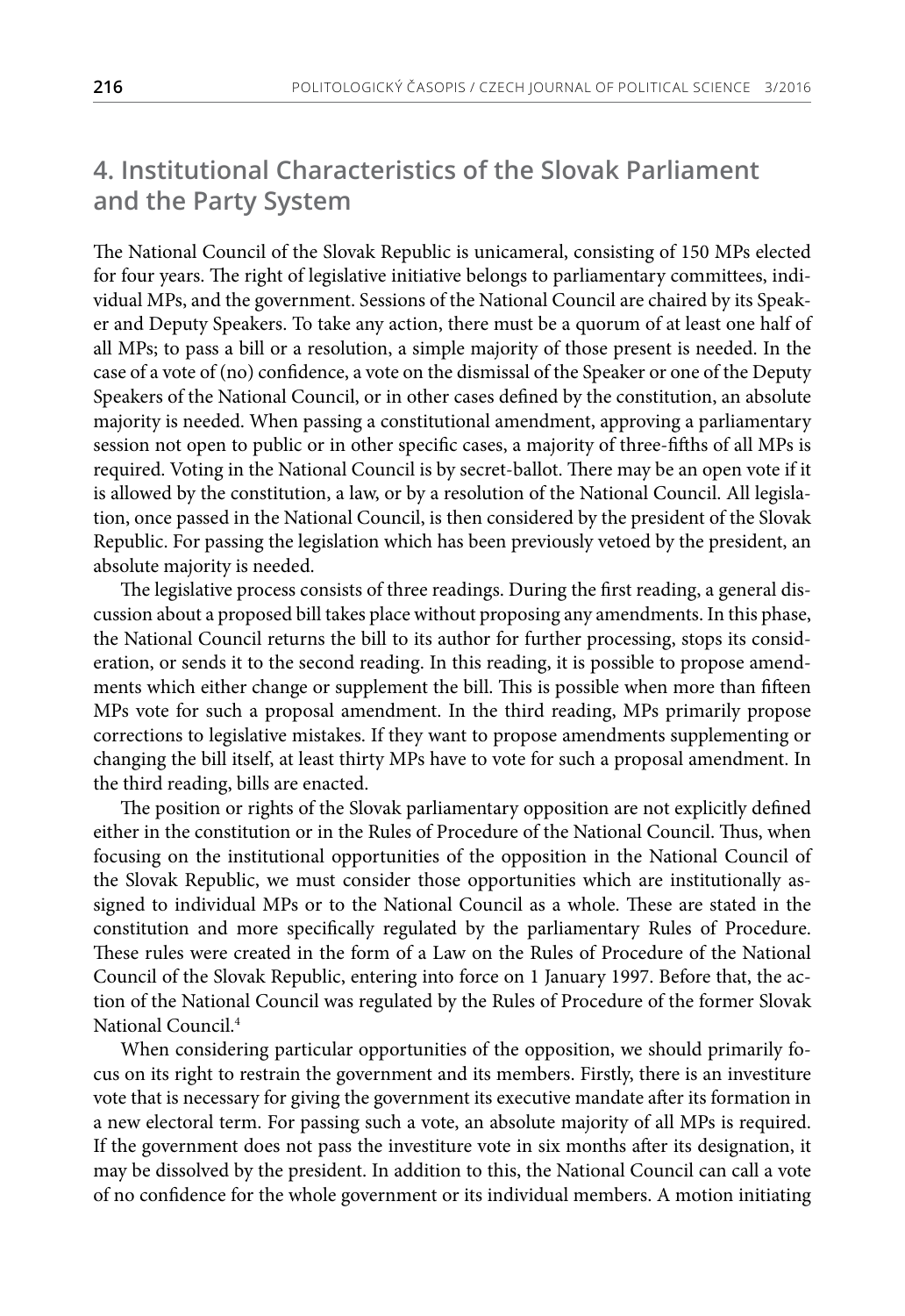## 4. Institutional Characteristics of the Slovak Parliament and the Party System

The National Council of the Slovak Republic is unicameral, consisting of 150 MPs elected for four years. The right of legislative initiative belongs to parliamentary committees, individual MPs, and the government. Sessions of the National Council are chaired by its Speaker and Deputy Speakers. To take any action, there must be a quorum of at least one half of all MPs; to pass a bill or a resolution, a simple majority of those present is needed. In the case of a vote of (no) confidence, a vote on the dismissal of the Speaker or one of the Deputy Speakers of the National Council, or in other cases defined by the constitution, an absolute majority is needed. When passing a constitutional amendment, approving a parliamentary session not open to public or in other specific cases, a majority of three-fifths of all MPs is required. Voting in the National Council is by secret-ballot. There may be an open vote if it is allowed by the constitution, a law, or by a resolution of the National Council. All legislation, once passed in the National Council, is then considered by the president of the Slovak Republic. For passing the legislation which has been previously vetoed by the president, an absolute majority is needed.

The legislative process consists of three readings. During the first reading, a general discussion about a proposed bill takes place without proposing any amendments. In this phase, the National Council returns the bill to its author for further processing, stops its consideration, or sends it to the second reading. In this reading, it is possible to propose amendments which either change or supplement the bill. This is possible when more than fifteen MPs vote for such a proposal amendment. In the third reading, MPs primarily propose corrections to legislative mistakes. If they want to propose amendments supplementing or changing the bill itself, at least thirty MPs have to vote for such a proposal amendment. In the third reading, bills are enacted.

The position or rights of the Slovak parliamentary opposition are not explicitly defined either in the constitution or in the Rules of Procedure of the National Council. Thus, when focusing on the institutional opportunities of the opposition in the National Council of the Slovak Republic, we must consider those opportunities which are institutionally assigned to individual MPs or to the National Council as a whole. These are stated in the constitution and more specifically regulated by the parliamentary Rules of Procedure. These rules were created in the form of a Law on the Rules of Procedure of the National Council of the Slovak Republic, entering into force on 1 January 1997. Before that, the action of the National Council was regulated by the Rules of Procedure of the former Slovak National Council.[4]

When considering particular opportunities of the opposition, we should primarily focus on its right to restrain the government and its members. Firstly, there is an investiture vote that is necessary for giving the government its executive mandate after its formation in a new electoral term. For passing such a vote, an absolute majority of all MPs is required. If the government does not pass the investiture vote in six months after its designation, it may be dissolved by the president. In addition to this, the National Council can call a vote of no confidence for the whole government or its individual members. A motion initiating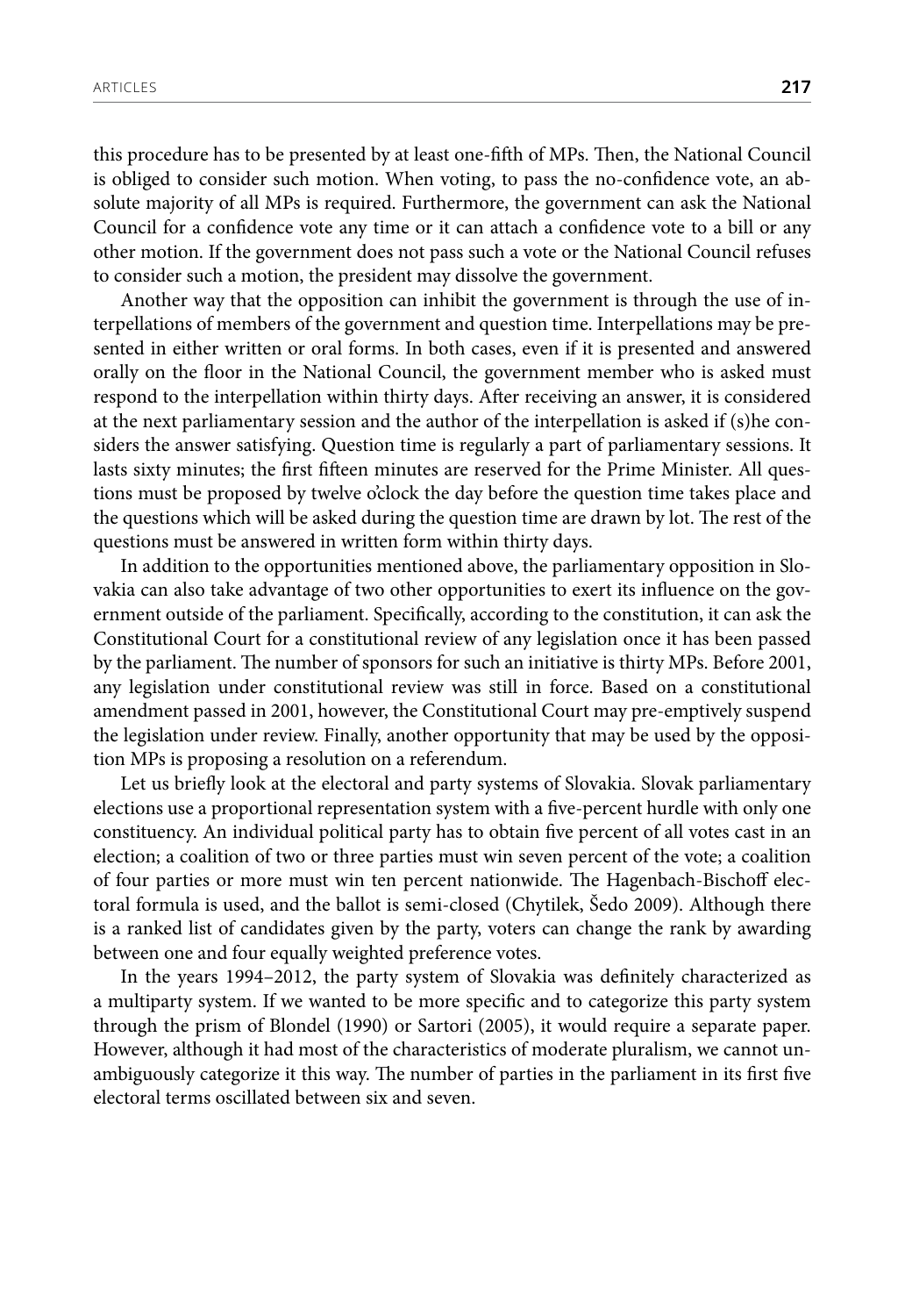this procedure has to be presented by at least one-fifth of MPs. Then, the National Council is obliged to consider such motion. When voting, to pass the no-confidence vote, an absolute majority of all MPs is required. Furthermore, the government can ask the National Council for a confidence vote any time or it can attach a confidence vote to a bill or any other motion. If the government does not pass such a vote or the National Council refuses to consider such a motion, the president may dissolve the government.

Another way that the opposition can inhibit the government is through the use of interpellations of members of the government and question time. Interpellations may be presented in either written or oral forms. In both cases, even if it is presented and answered orally on the floor in the National Council, the government member who is asked must respond to the interpellation within thirty days. After receiving an answer, it is considered at the next parliamentary session and the author of the interpellation is asked if (s)he considers the answer satisfying. Question time is regularly a part of parliamentary sessions. It lasts sixty minutes; the first fifteen minutes are reserved for the Prime Minister. All questions must be proposed by twelve o'clock the day before the question time takes place and the questions which will be asked during the question time are drawn by lot. The rest of the questions must be answered in written form within thirty days.

In addition to the opportunities mentioned above, the parliamentary opposition in Slovakia can also take advantage of two other opportunities to exert its influence on the government outside of the parliament. Specifically, according to the constitution, it can ask the Constitutional Court for a constitutional review of any legislation once it has been passed by the parliament. The number of sponsors for such an initiative is thirty MPs. Before 2001, any legislation under constitutional review was still in force. Based on a constitutional amendment passed in 2001, however, the Constitutional Court may pre-emptively suspend the legislation under review. Finally, another opportunity that may be used by the opposition MPs is proposing a resolution on a referendum.

Let us briefly look at the electoral and party systems of Slovakia. Slovak parliamentary elections use a proportional representation system with a five-percent hurdle with only one constituency. An individual political party has to obtain five percent of all votes cast in an election; a coalition of two or three parties must win seven percent of the vote; a coalition of four parties or more must win ten percent nationwide. The Hagenbach-Bischoff electoral formula is used, and the ballot is semi-closed (Chytilek, Šedo 2009). Although there is a ranked list of candidates given by the party, voters can change the rank by awarding between one and four equally weighted preference votes.

In the years 1994–2012, the party system of Slovakia was definitely characterized as a multiparty system. If we wanted to be more specific and to categorize this party system through the prism of Blondel (1990) or Sartori (2005), it would require a separate paper. However, although it had most of the characteristics of moderate pluralism, we cannot unambiguously categorize it this way. The number of parties in the parliament in its first five electoral terms oscillated between six and seven.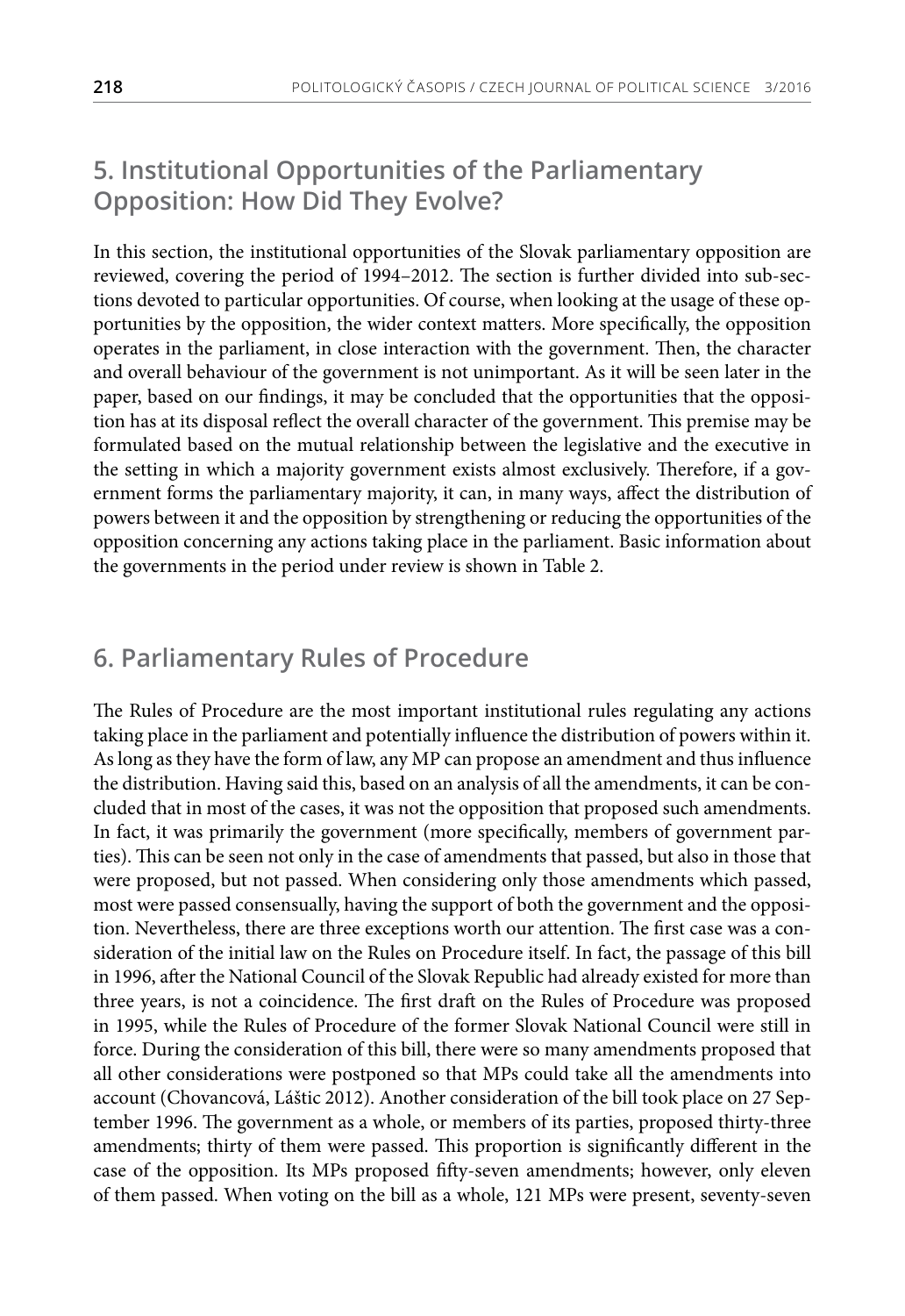## 5. Institutional Opportunities of the Parliamentary Opposition: How Did They Evolve?

In this section, the institutional opportunities of the Slovak parliamentary opposition are reviewed, covering the period of 1994–2012. The section is further divided into sub-sections devoted to particular opportunities. Of course, when looking at the usage of these opportunities by the opposition, the wider context matters. More specifically, the opposition operates in the parliament, in close interaction with the government. Then, the character and overall behaviour of the government is not unimportant. As it will be seen later in the paper, based on our findings, it may be concluded that the opportunities that the opposition has at its disposal reflect the overall character of the government. This premise may be formulated based on the mutual relationship between the legislative and the executive in the setting in which a majority government exists almost exclusively. Therefore, if a government forms the parliamentary majority, it can, in many ways, affect the distribution of powers between it and the opposition by strengthening or reducing the opportunities of the opposition concerning any actions taking place in the parliament. Basic information about the governments in the period under review is shown in Table 2.

## 6. Parliamentary Rules of Procedure

The Rules of Procedure are the most important institutional rules regulating any actions taking place in the parliament and potentially influence the distribution of powers within it. As long as they have the form of law, any MP can propose an amendment and thus influence the distribution. Having said this, based on an analysis of all the amendments, it can be concluded that in most of the cases, it was not the opposition that proposed such amendments. In fact, it was primarily the government (more specifically, members of government parties). This can be seen not only in the case of amendments that passed, but also in those that were proposed, but not passed. When considering only those amendments which passed, most were passed consensually, having the support of both the government and the opposition. Nevertheless, there are three exceptions worth our attention. The first case was a consideration of the initial law on the Rules on Procedure itself. In fact, the passage of this bill in 1996, after the National Council of the Slovak Republic had already existed for more than three years, is not a coincidence. The first draft on the Rules of Procedure was proposed in 1995, while the Rules of Procedure of the former Slovak National Council were still in force. During the consideration of this bill, there were so many amendments proposed that all other considerations were postponed so that MPs could take all the amendments into account (Chovancová, Láštic 2012). Another consideration of the bill took place on 27 September 1996. The government as a whole, or members of its parties, proposed thirty-three amendments; thirty of them were passed. This proportion is significantly different in the case of the opposition. Its MPs proposed fifty-seven amendments; however, only eleven of them passed. When voting on the bill as a whole, 121 MPs were present, seventy-seven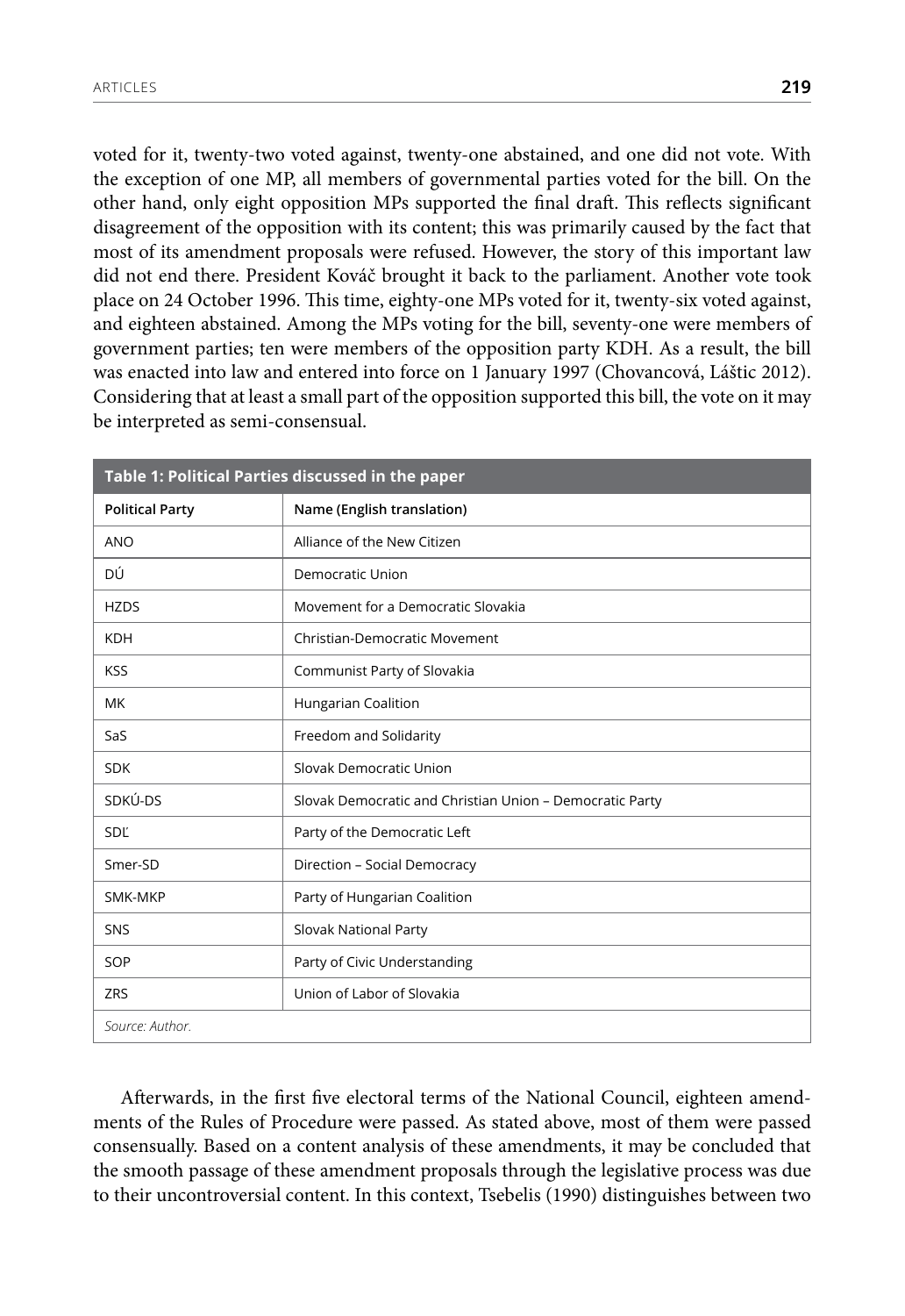voted for it, twenty-two voted against, twenty-one abstained, and one did not vote. With the exception of one MP, all members of governmental parties voted for the bill. On the other hand, only eight opposition MPs supported the final draft. This reflects significant disagreement of the opposition with its content; this was primarily caused by the fact that most of its amendment proposals were refused. However, the story of this important law did not end there. President Kováč brought it back to the parliament. Another vote took place on 24 October 1996. This time, eighty-one MPs voted for it, twenty-six voted against, and eighteen abstained. Among the MPs voting for the bill, seventy-one were members of government parties; ten were members of the opposition party KDH. As a result, the bill was enacted into law and entered into force on 1 January 1997 (Chovancová, Láštic 2012). Considering that at least a small part of the opposition supported this bill, the vote on it may be interpreted as semi-consensual.

**Table 1: Political Parties discussed in the paper**

| Political Party | Name (English translation) |
|---|---|
| ANO | Alliance of the New Citizen |
| DÚ | Democratic Union |
| HZDS | Movement for a Democratic Slovakia |
| KDH | Christian-Democratic Movement |
| KSS | Communist Party of Slovakia |
| MK | Hungarian Coalition |
| SaS | Freedom and Solidarity |
| SDK | Slovak Democratic Union |
| SDKÚ-DS | Slovak Democratic and Christian Union – Democratic Party |
| SDĽ | Party of the Democratic Left |
| Smer-SD | Direction – Social Democracy |
| SMK-MKP | Party of Hungarian Coalition |
| SNS | Slovak National Party |
| SOP | Party of Civic Understanding |
| ZRS | Union of Labor of Slovakia |

*Source: Author.*

Afterwards, in the first five electoral terms of the National Council, eighteen amendments of the Rules of Procedure were passed. As stated above, most of them were passed consensually. Based on a content analysis of these amendments, it may be concluded that the smooth passage of these amendment proposals through the legislative process was due to their uncontroversial content. In this context, Tsebelis (1990) distinguishes between two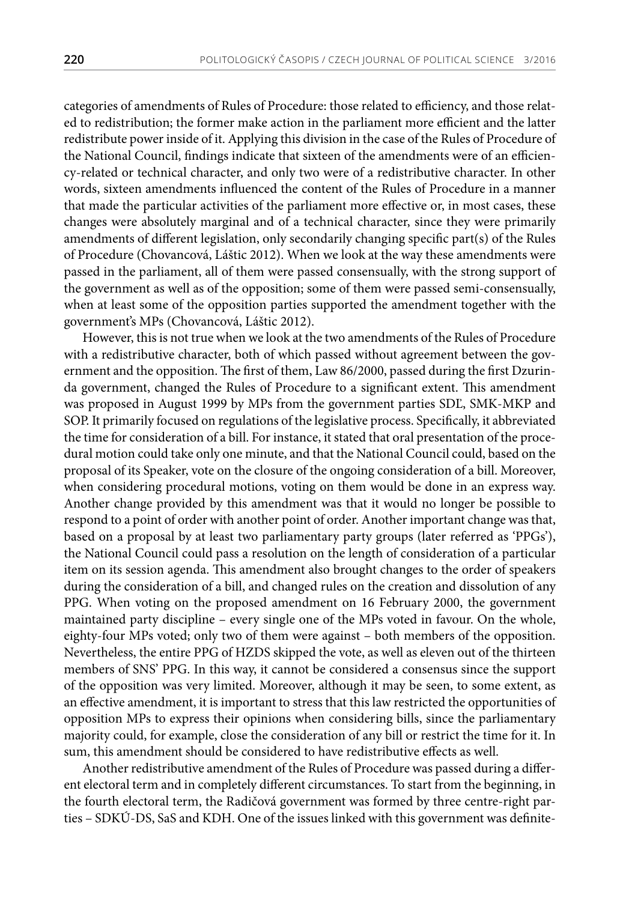categories of amendments of Rules of Procedure: those related to efficiency, and those related to redistribution; the former make action in the parliament more efficient and the latter redistribute power inside of it. Applying this division in the case of the Rules of Procedure of the National Council, findings indicate that sixteen of the amendments were of an efficiency-related or technical character, and only two were of a redistributive character. In other words, sixteen amendments influenced the content of the Rules of Procedure in a manner that made the particular activities of the parliament more effective or, in most cases, these changes were absolutely marginal and of a technical character, since they were primarily amendments of different legislation, only secondarily changing specific part(s) of the Rules of Procedure (Chovancová, Láštic 2012). When we look at the way these amendments were passed in the parliament, all of them were passed consensually, with the strong support of the government as well as of the opposition; some of them were passed semi-consensually, when at least some of the opposition parties supported the amendment together with the government's MPs (Chovancová, Láštic 2012).

However, this is not true when we look at the two amendments of the Rules of Procedure with a redistributive character, both of which passed without agreement between the government and the opposition. The first of them, Law 86/2000, passed during the first Dzurinda government, changed the Rules of Procedure to a significant extent. This amendment was proposed in August 1999 by MPs from the government parties SDĽ, SMK-MKP and SOP. It primarily focused on regulations of the legislative process. Specifically, it abbreviated the time for consideration of a bill. For instance, it stated that oral presentation of the procedural motion could take only one minute, and that the National Council could, based on the proposal of its Speaker, vote on the closure of the ongoing consideration of a bill. Moreover, when considering procedural motions, voting on them would be done in an express way. Another change provided by this amendment was that it would no longer be possible to respond to a point of order with another point of order. Another important change was that, based on a proposal by at least two parliamentary party groups (later referred as 'PPGs'), the National Council could pass a resolution on the length of consideration of a particular item on its session agenda. This amendment also brought changes to the order of speakers during the consideration of a bill, and changed rules on the creation and dissolution of any PPG. When voting on the proposed amendment on 16 February 2000, the government maintained party discipline – every single one of the MPs voted in favour. On the whole, eighty-four MPs voted; only two of them were against – both members of the opposition. Nevertheless, the entire PPG of HZDS skipped the vote, as well as eleven out of the thirteen members of SNS' PPG. In this way, it cannot be considered a consensus since the support of the opposition was very limited. Moreover, although it may be seen, to some extent, as an effective amendment, it is important to stress that this law restricted the opportunities of opposition MPs to express their opinions when considering bills, since the parliamentary majority could, for example, close the consideration of any bill or restrict the time for it. In sum, this amendment should be considered to have redistributive effects as well.

Another redistributive amendment of the Rules of Procedure was passed during a different electoral term and in completely different circumstances. To start from the beginning, in the fourth electoral term, the Radičová government was formed by three centre-right parties – SDKÚ-DS, SaS and KDH. One of the issues linked with this government was definite-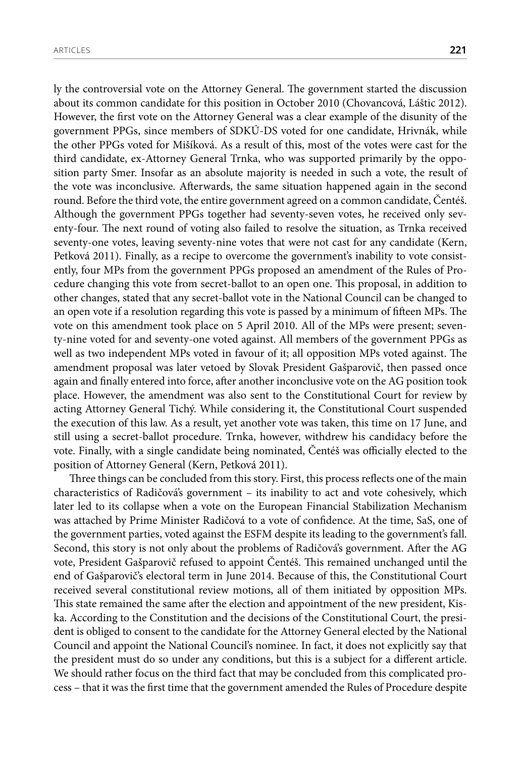ly the controversial vote on the Attorney General. The government started the discussion about its common candidate for this position in October 2010 (Chovancová, Láštic 2012). However, the first vote on the Attorney General was a clear example of the disunity of the government PPGs, since members of SDKÚ-DS voted for one candidate, Hrivnák, while the other PPGs voted for Mišíková. As a result of this, most of the votes were cast for the third candidate, ex-Attorney General Trnka, who was supported primarily by the opposition party Smer. Insofar as an absolute majority is needed in such a vote, the result of the vote was inconclusive. Afterwards, the same situation happened again in the second round. Before the third vote, the entire government agreed on a common candidate, Čentéš. Although the government PPGs together had seventy-seven votes, he received only seventy-four. The next round of voting also failed to resolve the situation, as Trnka received seventy-one votes, leaving seventy-nine votes that were not cast for any candidate (Kern, Petková 2011). Finally, as a recipe to overcome the government's inability to vote consistently, four MPs from the government PPGs proposed an amendment of the Rules of Procedure changing this vote from secret-ballot to an open one. This proposal, in addition to other changes, stated that any secret-ballot vote in the National Council can be changed to an open vote if a resolution regarding this vote is passed by a minimum of fifteen MPs. The vote on this amendment took place on 5 April 2010. All of the MPs were present; seventy-nine voted for and seventy-one voted against. All members of the government PPGs as well as two independent MPs voted in favour of it; all opposition MPs voted against. The amendment proposal was later vetoed by Slovak President Gašparovič, then passed once again and finally entered into force, after another inconclusive vote on the AG position took place. However, the amendment was also sent to the Constitutional Court for review by acting Attorney General Tichý. While considering it, the Constitutional Court suspended the execution of this law. As a result, yet another vote was taken, this time on 17 June, and still using a secret-ballot procedure. Trnka, however, withdrew his candidacy before the vote. Finally, with a single candidate being nominated, Čentéš was officially elected to the position of Attorney General (Kern, Petková 2011).

Three things can be concluded from this story. First, this process reflects one of the main characteristics of Radičová's government – its inability to act and vote cohesively, which later led to its collapse when a vote on the European Financial Stabilization Mechanism was attached by Prime Minister Radičová to a vote of confidence. At the time, SaS, one of the government parties, voted against the ESFM despite its leading to the government's fall. Second, this story is not only about the problems of Radičová's government. After the AG vote, President Gašparovič refused to appoint Čentéš. This remained unchanged until the end of Gašparovič's electoral term in June 2014. Because of this, the Constitutional Court received several constitutional review motions, all of them initiated by opposition MPs. This state remained the same after the election and appointment of the new president, Kiska. According to the Constitution and the decisions of the Constitutional Court, the president is obliged to consent to the candidate for the Attorney General elected by the National Council and appoint the National Council's nominee. In fact, it does not explicitly say that the president must do so under any conditions, but this is a subject for a different article. We should rather focus on the third fact that may be concluded from this complicated process – that it was the first time that the government amended the Rules of Procedure despite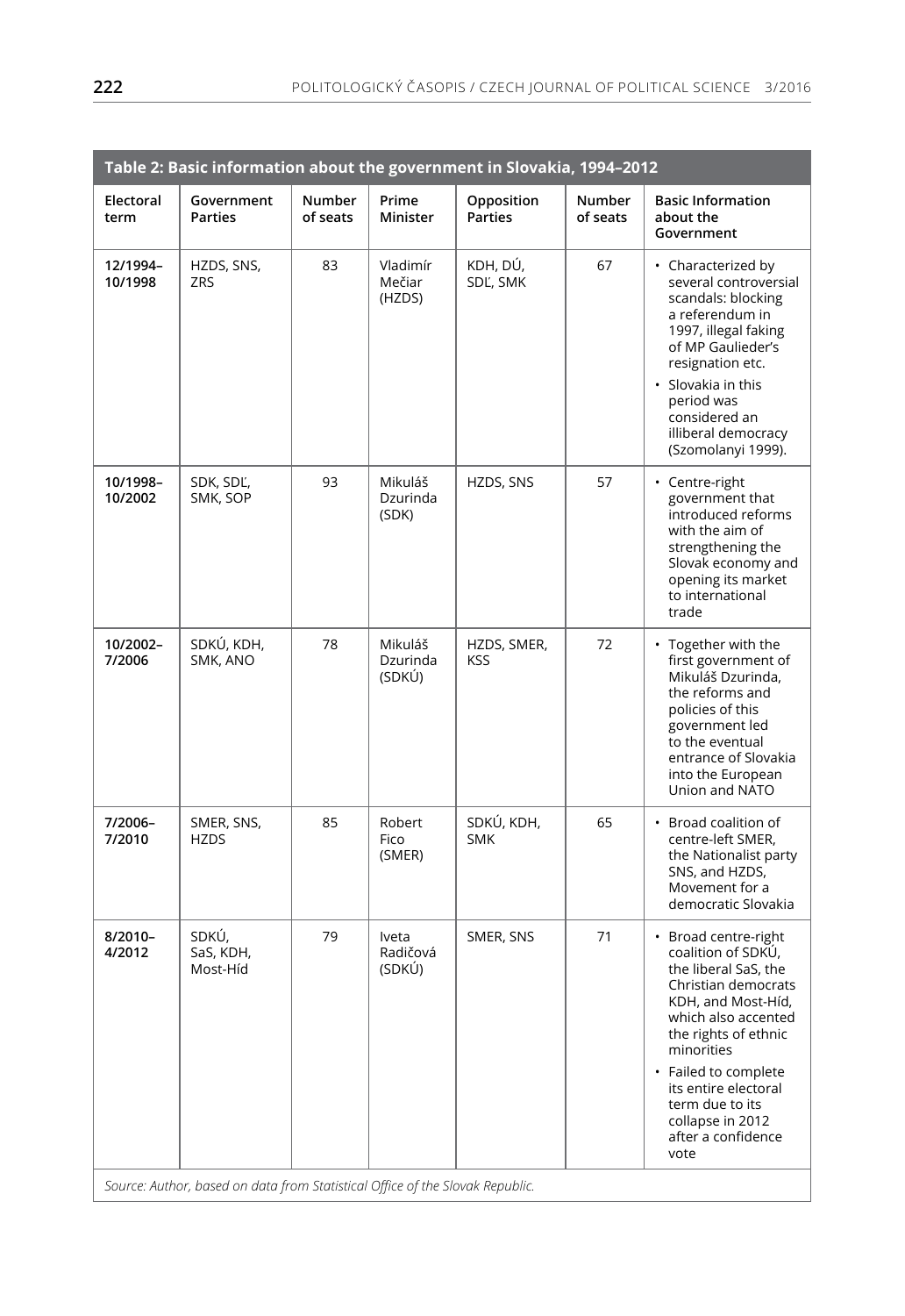**Table 2: Basic information about the government in Slovakia, 1994–2012**

| Electoral term | Government Parties | Number of seats | Prime Minister | Opposition Parties | Number of seats | Basic Information about the Government |
|---|---|---|---|---|---|---|
| 12/1994–10/1998 | HZDS, SNS, ZRS | 83 | Vladimír Mečiar (HZDS) | KDH, DÚ, SDĽ, SMK | 67 | • Characterized by several controversial scandals: blocking a referendum in 1997, illegal faking of MP Gaulieder's resignation etc. • Slovakia in this period was considered an illiberal democracy (Szomolanyi 1999). |
| 10/1998–10/2002 | SDK, SDĽ, SMK, SOP | 93 | Mikuláš Dzurinda (SDK) | HZDS, SNS | 57 | • Centre-right government that introduced reforms with the aim of strengthening the Slovak economy and opening its market to international trade |
| 10/2002–7/2006 | SDKÚ, KDH, SMK, ANO | 78 | Mikuláš Dzurinda (SDKÚ) | HZDS, SMER, KSS | 72 | • Together with the first government of Mikuláš Dzurinda, the reforms and policies of this government led to the eventual entrance of Slovakia into the European Union and NATO |
| 7/2006–7/2010 | SMER, SNS, HZDS | 85 | Robert Fico (SMER) | SDKÚ, KDH, SMK | 65 | • Broad coalition of centre-left SMER, the Nationalist party SNS, and HZDS, Movement for a democratic Slovakia |
| 8/2010–4/2012 | SDKÚ, SaS, KDH, Most-Híd | 79 | Iveta Radičová (SDKÚ) | SMER, SNS | 71 | • Broad centre-right coalition of SDKÚ, the liberal SaS, the Christian democrats KDH, and Most-Híd, which also accented the rights of ethnic minorities • Failed to complete its entire electoral term due to its collapse in 2012 after a confidence vote |

*Source: Author, based on data from Statistical Office of the Slovak Republic.*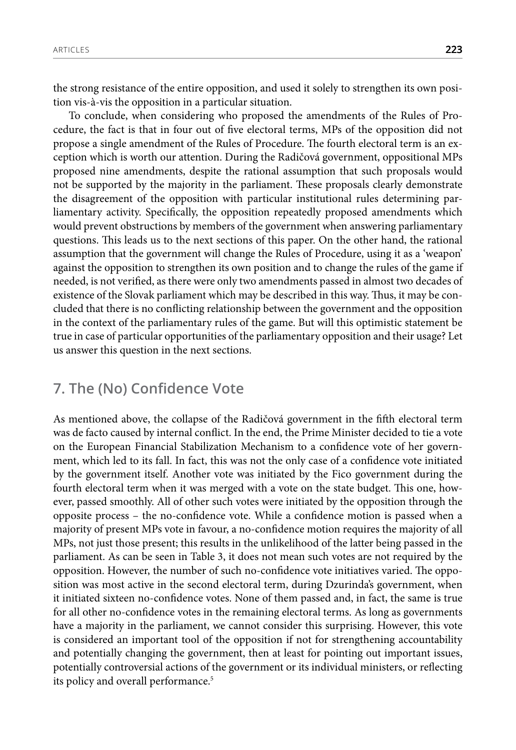the strong resistance of the entire opposition, and used it solely to strengthen its own position vis-à-vis the opposition in a particular situation.

To conclude, when considering who proposed the amendments of the Rules of Procedure, the fact is that in four out of five electoral terms, MPs of the opposition did not propose a single amendment of the Rules of Procedure. The fourth electoral term is an exception which is worth our attention. During the Radičová government, oppositional MPs proposed nine amendments, despite the rational assumption that such proposals would not be supported by the majority in the parliament. These proposals clearly demonstrate the disagreement of the opposition with particular institutional rules determining parliamentary activity. Specifically, the opposition repeatedly proposed amendments which would prevent obstructions by members of the government when answering parliamentary questions. This leads us to the next sections of this paper. On the other hand, the rational assumption that the government will change the Rules of Procedure, using it as a 'weapon' against the opposition to strengthen its own position and to change the rules of the game if needed, is not verified, as there were only two amendments passed in almost two decades of existence of the Slovak parliament which may be described in this way. Thus, it may be concluded that there is no conflicting relationship between the government and the opposition in the context of the parliamentary rules of the game. But will this optimistic statement be true in case of particular opportunities of the parliamentary opposition and their usage? Let us answer this question in the next sections.

## 7. The (No) Confidence Vote

As mentioned above, the collapse of the Radičová government in the fifth electoral term was de facto caused by internal conflict. In the end, the Prime Minister decided to tie a vote on the European Financial Stabilization Mechanism to a confidence vote of her government, which led to its fall. In fact, this was not the only case of a confidence vote initiated by the government itself. Another vote was initiated by the Fico government during the fourth electoral term when it was merged with a vote on the state budget. This one, however, passed smoothly. All of other such votes were initiated by the opposition through the opposite process – the no-confidence vote. While a confidence motion is passed when a majority of present MPs vote in favour, a no-confidence motion requires the majority of all MPs, not just those present; this results in the unlikelihood of the latter being passed in the parliament. As can be seen in Table 3, it does not mean such votes are not required by the opposition. However, the number of such no-confidence vote initiatives varied. The opposition was most active in the second electoral term, during Dzurinda's government, when it initiated sixteen no-confidence votes. None of them passed and, in fact, the same is true for all other no-confidence votes in the remaining electoral terms. As long as governments have a majority in the parliament, we cannot consider this surprising. However, this vote is considered an important tool of the opposition if not for strengthening accountability and potentially changing the government, then at least for pointing out important issues, potentially controversial actions of the government or its individual ministers, or reflecting its policy and overall performance.[5]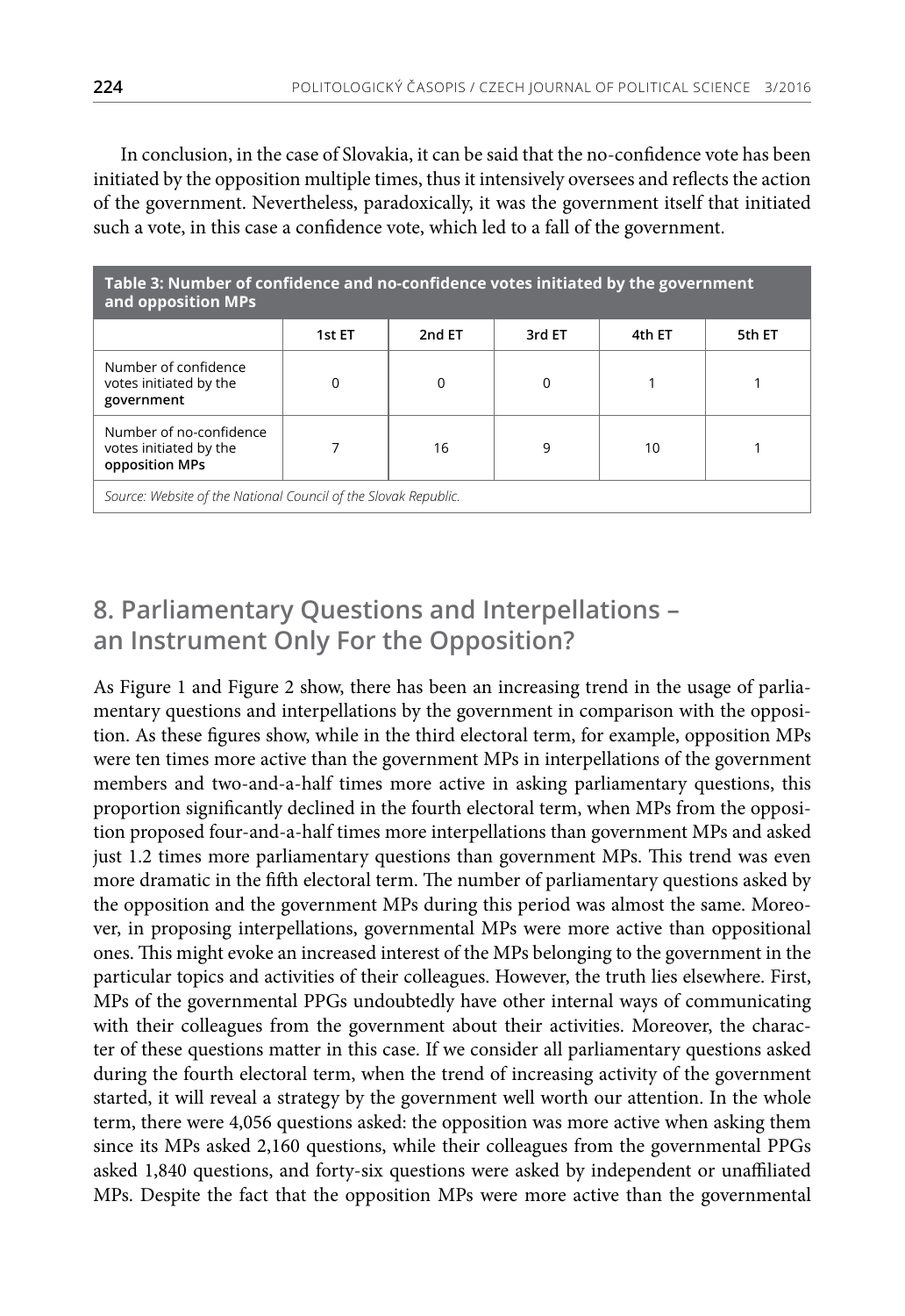In conclusion, in the case of Slovakia, it can be said that the no-confidence vote has been initiated by the opposition multiple times, thus it intensively oversees and reflects the action of the government. Nevertheless, paradoxically, it was the government itself that initiated such a vote, in this case a confidence vote, which led to a fall of the government.

**Table 3: Number of confidence and no-confidence votes initiated by the government and opposition MPs**

| | 1st ET | 2nd ET | 3rd ET | 4th ET | 5th ET |
|---|---|---|---|---|---|
| Number of confidence votes initiated by the **government** | 0 | 0 | 0 | 1 | 1 |
| Number of no-confidence votes initiated by the **opposition MPs** | 7 | 16 | 9 | 10 | 1 |

*Source: Website of the National Council of the Slovak Republic.*

## 8. Parliamentary Questions and Interpellations – an Instrument Only For the Opposition?

As Figure 1 and Figure 2 show, there has been an increasing trend in the usage of parliamentary questions and interpellations by the government in comparison with the opposition. As these figures show, while in the third electoral term, for example, opposition MPs were ten times more active than the government MPs in interpellations of the government members and two-and-a-half times more active in asking parliamentary questions, this proportion significantly declined in the fourth electoral term, when MPs from the opposition proposed four-and-a-half times more interpellations than government MPs and asked just 1.2 times more parliamentary questions than government MPs. This trend was even more dramatic in the fifth electoral term. The number of parliamentary questions asked by the opposition and the government MPs during this period was almost the same. Moreover, in proposing interpellations, governmental MPs were more active than oppositional ones. This might evoke an increased interest of the MPs belonging to the government in the particular topics and activities of their colleagues. However, the truth lies elsewhere. First, MPs of the governmental PPGs undoubtedly have other internal ways of communicating with their colleagues from the government about their activities. Moreover, the character of these questions matter in this case. If we consider all parliamentary questions asked during the fourth electoral term, when the trend of increasing activity of the government started, it will reveal a strategy by the government well worth our attention. In the whole term, there were 4,056 questions asked: the opposition was more active when asking them since its MPs asked 2,160 questions, while their colleagues from the governmental PPGs asked 1,840 questions, and forty-six questions were asked by independent or unaffiliated MPs. Despite the fact that the opposition MPs were more active than the governmental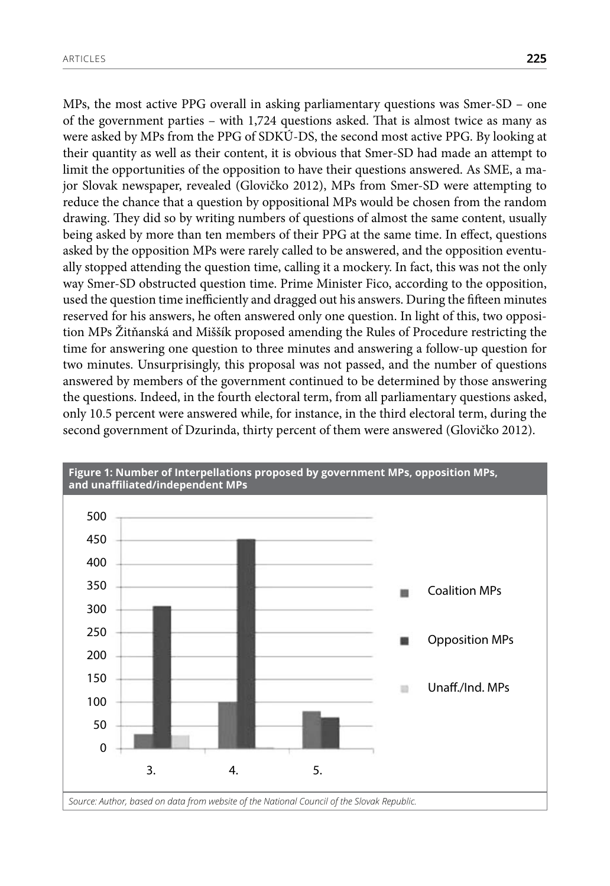MPs, the most active PPG overall in asking parliamentary questions was Smer-SD – one of the government parties – with 1,724 questions asked. That is almost twice as many as were asked by MPs from the PPG of SDKÚ-DS, the second most active PPG. By looking at their quantity as well as their content, it is obvious that Smer-SD had made an attempt to limit the opportunities of the opposition to have their questions answered. As SME, a major Slovak newspaper, revealed (Glovičko 2012), MPs from Smer-SD were attempting to reduce the chance that a question by oppositional MPs would be chosen from the random drawing. They did so by writing numbers of questions of almost the same content, usually being asked by more than ten members of their PPG at the same time. In effect, questions asked by the opposition MPs were rarely called to be answered, and the opposition eventually stopped attending the question time, calling it a mockery. In fact, this was not the only way Smer-SD obstructed question time. Prime Minister Fico, according to the opposition, used the question time inefficiently and dragged out his answers. During the fifteen minutes reserved for his answers, he often answered only one question. In light of this, two opposition MPs Žitňanská and Miššík proposed amending the Rules of Procedure restricting the time for answering one question to three minutes and answering a follow-up question for two minutes. Unsurprisingly, this proposal was not passed, and the number of questions answered by members of the government continued to be determined by those answering the questions. Indeed, in the fourth electoral term, from all parliamentary questions asked, only 10.5 percent were answered while, for instance, in the third electoral term, during the second government of Dzurinda, thirty percent of them were answered (Glovičko 2012).

**Figure 1: Number of Interpellations proposed by government MPs, opposition MPs, and unaffiliated/independent MPs**

*Source: Author, based on data from website of the National Council of the Slovak Republic.*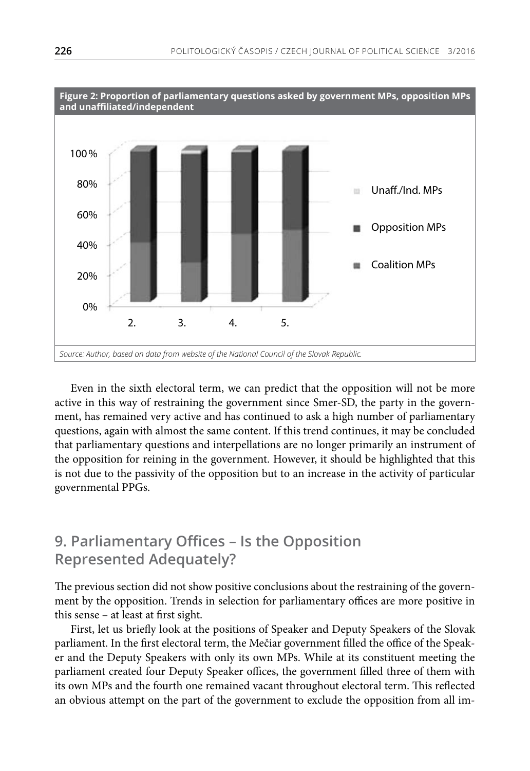**Figure 2: Proportion of parliamentary questions asked by government MPs, opposition MPs and unaffiliated/independent**

*Source: Author, based on data from website of the National Council of the Slovak Republic.*

Even in the sixth electoral term, we can predict that the opposition will not be more active in this way of restraining the government since Smer-SD, the party in the government, has remained very active and has continued to ask a high number of parliamentary questions, again with almost the same content. If this trend continues, it may be concluded that parliamentary questions and interpellations are no longer primarily an instrument of the opposition for reining in the government. However, it should be highlighted that this is not due to the passivity of the opposition but to an increase in the activity of particular governmental PPGs.

## 9. Parliamentary Offices – Is the Opposition Represented Adequately?

The previous section did not show positive conclusions about the restraining of the government by the opposition. Trends in selection for parliamentary offices are more positive in this sense – at least at first sight.

First, let us briefly look at the positions of Speaker and Deputy Speakers of the Slovak parliament. In the first electoral term, the Mečiar government filled the office of the Speaker and the Deputy Speakers with only its own MPs. While at its constituent meeting the parliament created four Deputy Speaker offices, the government filled three of them with its own MPs and the fourth one remained vacant throughout electoral term. This reflected an obvious attempt on the part of the government to exclude the opposition from all im-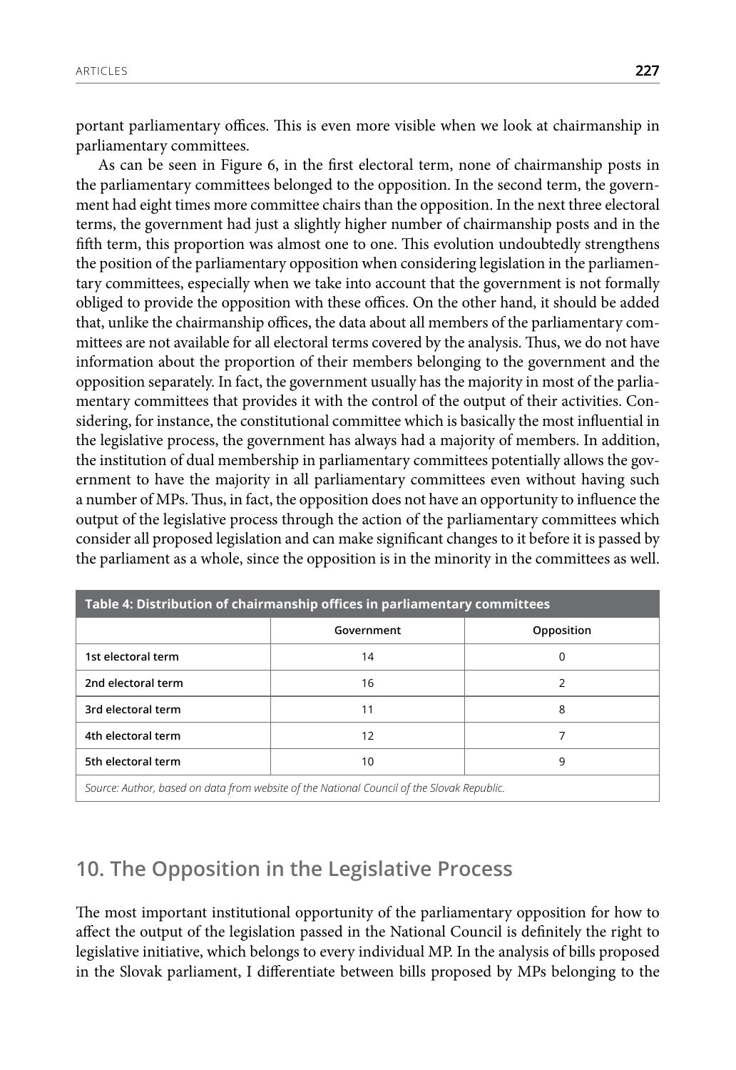portant parliamentary offices. This is even more visible when we look at chairmanship in parliamentary committees.

As can be seen in Figure 6, in the first electoral term, none of chairmanship posts in the parliamentary committees belonged to the opposition. In the second term, the government had eight times more committee chairs than the opposition. In the next three electoral terms, the government had just a slightly higher number of chairmanship posts and in the fifth term, this proportion was almost one to one. This evolution undoubtedly strengthens the position of the parliamentary opposition when considering legislation in the parliamentary committees, especially when we take into account that the government is not formally obliged to provide the opposition with these offices. On the other hand, it should be added that, unlike the chairmanship offices, the data about all members of the parliamentary committees are not available for all electoral terms covered by the analysis. Thus, we do not have information about the proportion of their members belonging to the government and the opposition separately. In fact, the government usually has the majority in most of the parliamentary committees that provides it with the control of the output of their activities. Considering, for instance, the constitutional committee which is basically the most influential in the legislative process, the government has always had a majority of members. In addition, the institution of dual membership in parliamentary committees potentially allows the government to have the majority in all parliamentary committees even without having such a number of MPs. Thus, in fact, the opposition does not have an opportunity to influence the output of the legislative process through the action of the parliamentary committees which consider all proposed legislation and can make significant changes to it before it is passed by the parliament as a whole, since the opposition is in the minority in the committees as well.

**Table 4: Distribution of chairmanship offices in parliamentary committees**

| | Government | Opposition |
|---|---|---|
| 1st electoral term | 14 | 0 |
| 2nd electoral term | 16 | 2 |
| 3rd electoral term | 11 | 8 |
| 4th electoral term | 12 | 7 |
| 5th electoral term | 10 | 9 |

*Source: Author, based on data from website of the National Council of the Slovak Republic.*

## 10. The Opposition in the Legislative Process

The most important institutional opportunity of the parliamentary opposition for how to affect the output of the legislation passed in the National Council is definitely the right to legislative initiative, which belongs to every individual MP. In the analysis of bills proposed in the Slovak parliament, I differentiate between bills proposed by MPs belonging to the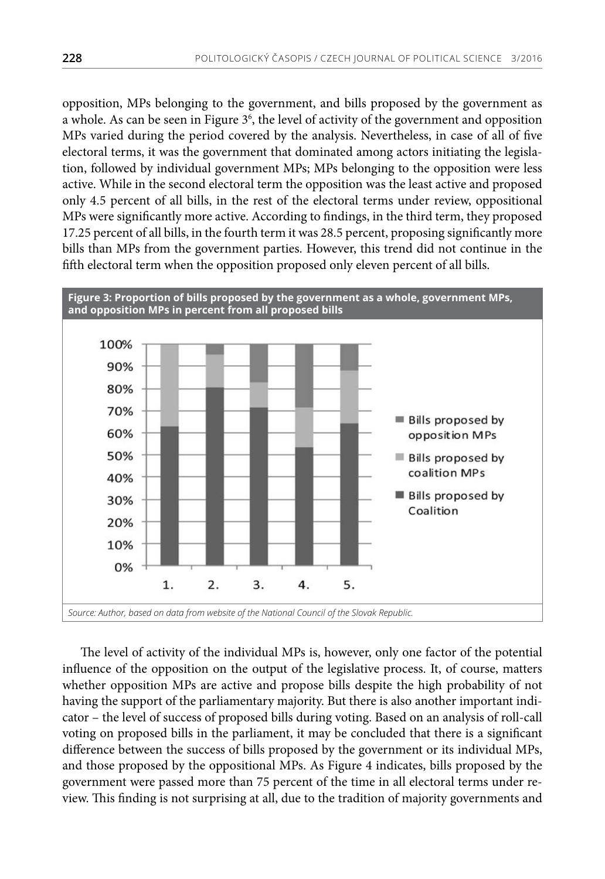opposition, MPs belonging to the government, and bills proposed by the government as a whole. As can be seen in Figure 3[6], the level of activity of the government and opposition MPs varied during the period covered by the analysis. Nevertheless, in case of all of five electoral terms, it was the government that dominated among actors initiating the legislation, followed by individual government MPs; MPs belonging to the opposition were less active. While in the second electoral term the opposition was the least active and proposed only 4.5 percent of all bills, in the rest of the electoral terms under review, oppositional MPs were significantly more active. According to findings, in the third term, they proposed 17.25 percent of all bills, in the fourth term it was 28.5 percent, proposing significantly more bills than MPs from the government parties. However, this trend did not continue in the fifth electoral term when the opposition proposed only eleven percent of all bills.

**Figure 3: Proportion of bills proposed by the government as a whole, government MPs, and opposition MPs in percent from all proposed bills**

*Source: Author, based on data from website of the National Council of the Slovak Republic.*

The level of activity of the individual MPs is, however, only one factor of the potential influence of the opposition on the output of the legislative process. It, of course, matters whether opposition MPs are active and propose bills despite the high probability of not having the support of the parliamentary majority. But there is also another important indicator – the level of success of proposed bills during voting. Based on an analysis of roll-call voting on proposed bills in the parliament, it may be concluded that there is a significant difference between the success of bills proposed by the government or its individual MPs, and those proposed by the oppositional MPs. As Figure 4 indicates, bills proposed by the government were passed more than 75 percent of the time in all electoral terms under review. This finding is not surprising at all, due to the tradition of majority governments and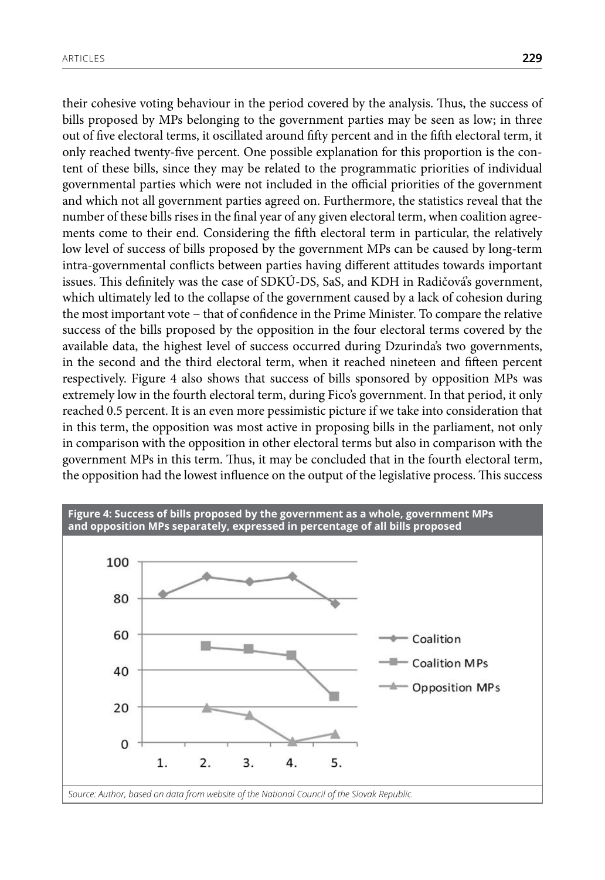their cohesive voting behaviour in the period covered by the analysis. Thus, the success of bills proposed by MPs belonging to the government parties may be seen as low; in three out of five electoral terms, it oscillated around fifty percent and in the fifth electoral term, it only reached twenty-five percent. One possible explanation for this proportion is the content of these bills, since they may be related to the programmatic priorities of individual governmental parties which were not included in the official priorities of the government and which not all government parties agreed on. Furthermore, the statistics reveal that the number of these bills rises in the final year of any given electoral term, when coalition agreements come to their end. Considering the fifth electoral term in particular, the relatively low level of success of bills proposed by the government MPs can be caused by long-term intra-governmental conflicts between parties having different attitudes towards important issues. This definitely was the case of SDKÚ-DS, SaS, and KDH in Radičová's government, which ultimately led to the collapse of the government caused by a lack of cohesion during the most important vote – that of confidence in the Prime Minister. To compare the relative success of the bills proposed by the opposition in the four electoral terms covered by the available data, the highest level of success occurred during Dzurinda's two governments, in the second and the third electoral term, when it reached nineteen and fifteen percent respectively. Figure 4 also shows that success of bills sponsored by opposition MPs was extremely low in the fourth electoral term, during Fico's government. In that period, it only reached 0.5 percent. It is an even more pessimistic picture if we take into consideration that in this term, the opposition was most active in proposing bills in the parliament, not only in comparison with the opposition in other electoral terms but also in comparison with the government MPs in this term. Thus, it may be concluded that in the fourth electoral term, the opposition had the lowest influence on the output of the legislative process. This success

**Figure 4: Success of bills proposed by the government as a whole, government MPs and opposition MPs separately, expressed in percentage of all bills proposed**

*Source: Author, based on data from website of the National Council of the Slovak Republic.*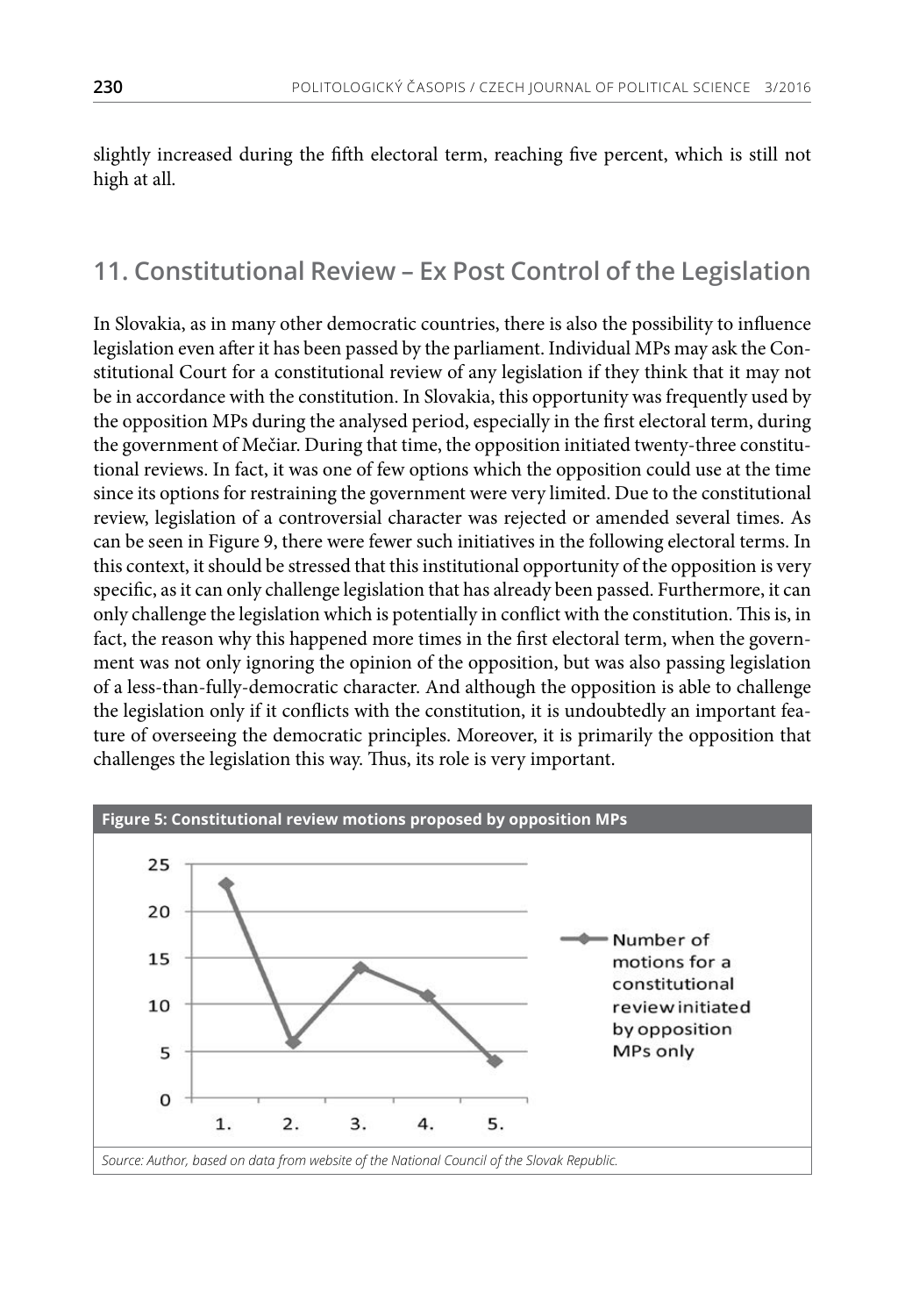slightly increased during the fifth electoral term, reaching five percent, which is still not high at all.

## 11. Constitutional Review – Ex Post Control of the Legislation

In Slovakia, as in many other democratic countries, there is also the possibility to influence legislation even after it has been passed by the parliament. Individual MPs may ask the Constitutional Court for a constitutional review of any legislation if they think that it may not be in accordance with the constitution. In Slovakia, this opportunity was frequently used by the opposition MPs during the analysed period, especially in the first electoral term, during the government of Mečiar. During that time, the opposition initiated twenty-three constitutional reviews. In fact, it was one of few options which the opposition could use at the time since its options for restraining the government were very limited. Due to the constitutional review, legislation of a controversial character was rejected or amended several times. As can be seen in Figure 9, there were fewer such initiatives in the following electoral terms. In this context, it should be stressed that this institutional opportunity of the opposition is very specific, as it can only challenge legislation that has already been passed. Furthermore, it can only challenge the legislation which is potentially in conflict with the constitution. This is, in fact, the reason why this happened more times in the first electoral term, when the government was not only ignoring the opinion of the opposition, but was also passing legislation of a less-than-fully-democratic character. And although the opposition is able to challenge the legislation only if it conflicts with the constitution, it is undoubtedly an important feature of overseeing the democratic principles. Moreover, it is primarily the opposition that challenges the legislation this way. Thus, its role is very important.

**Figure 5: Constitutional review motions proposed by opposition MPs**

*Source: Author, based on data from website of the National Council of the Slovak Republic.*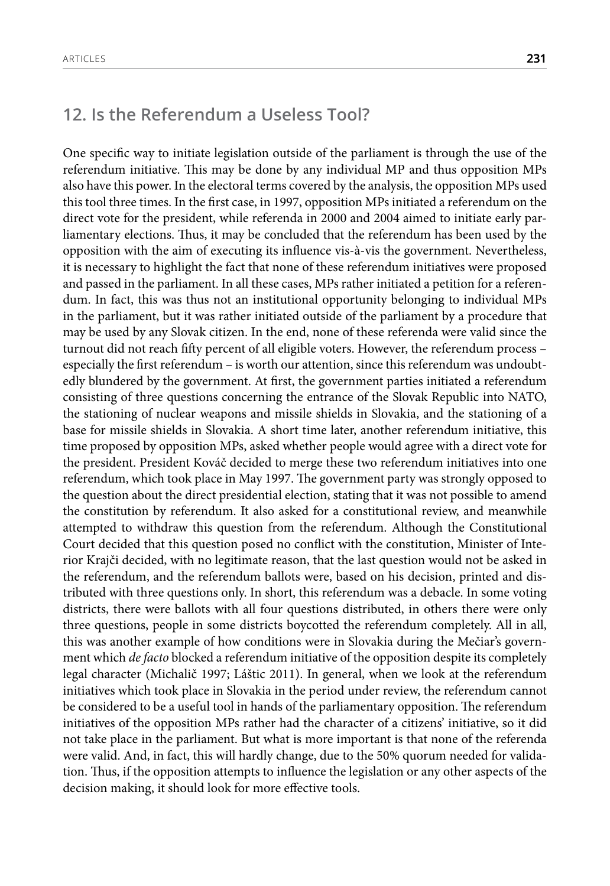## 12. Is the Referendum a Useless Tool?

One specific way to initiate legislation outside of the parliament is through the use of the referendum initiative. This may be done by any individual MP and thus opposition MPs also have this power. In the electoral terms covered by the analysis, the opposition MPs used this tool three times. In the first case, in 1997, opposition MPs initiated a referendum on the direct vote for the president, while referenda in 2000 and 2004 aimed to initiate early parliamentary elections. Thus, it may be concluded that the referendum has been used by the opposition with the aim of executing its influence vis-à-vis the government. Nevertheless, it is necessary to highlight the fact that none of these referendum initiatives were proposed and passed in the parliament. In all these cases, MPs rather initiated a petition for a referendum. In fact, this was thus not an institutional opportunity belonging to individual MPs in the parliament, but it was rather initiated outside of the parliament by a procedure that may be used by any Slovak citizen. In the end, none of these referenda were valid since the turnout did not reach fifty percent of all eligible voters. However, the referendum process – especially the first referendum – is worth our attention, since this referendum was undoubtedly blundered by the government. At first, the government parties initiated a referendum consisting of three questions concerning the entrance of the Slovak Republic into NATO, the stationing of nuclear weapons and missile shields in Slovakia, and the stationing of a base for missile shields in Slovakia. A short time later, another referendum initiative, this time proposed by opposition MPs, asked whether people would agree with a direct vote for the president. President Kováč decided to merge these two referendum initiatives into one referendum, which took place in May 1997. The government party was strongly opposed to the question about the direct presidential election, stating that it was not possible to amend the constitution by referendum. It also asked for a constitutional review, and meanwhile attempted to withdraw this question from the referendum. Although the Constitutional Court decided that this question posed no conflict with the constitution, Minister of Interior Krajči decided, with no legitimate reason, that the last question would not be asked in the referendum, and the referendum ballots were, based on his decision, printed and distributed with three questions only. In short, this referendum was a debacle. In some voting districts, there were ballots with all four questions distributed, in others there were only three questions, people in some districts boycotted the referendum completely. All in all, this was another example of how conditions were in Slovakia during the Mečiar's government which *de facto* blocked a referendum initiative of the opposition despite its completely legal character (Michalič 1997; Láštic 2011). In general, when we look at the referendum initiatives which took place in Slovakia in the period under review, the referendum cannot be considered to be a useful tool in hands of the parliamentary opposition. The referendum initiatives of the opposition MPs rather had the character of a citizens' initiative, so it did not take place in the parliament. But what is more important is that none of the referenda were valid. And, in fact, this will hardly change, due to the 50% quorum needed for validation. Thus, if the opposition attempts to influence the legislation or any other aspects of the decision making, it should look for more effective tools.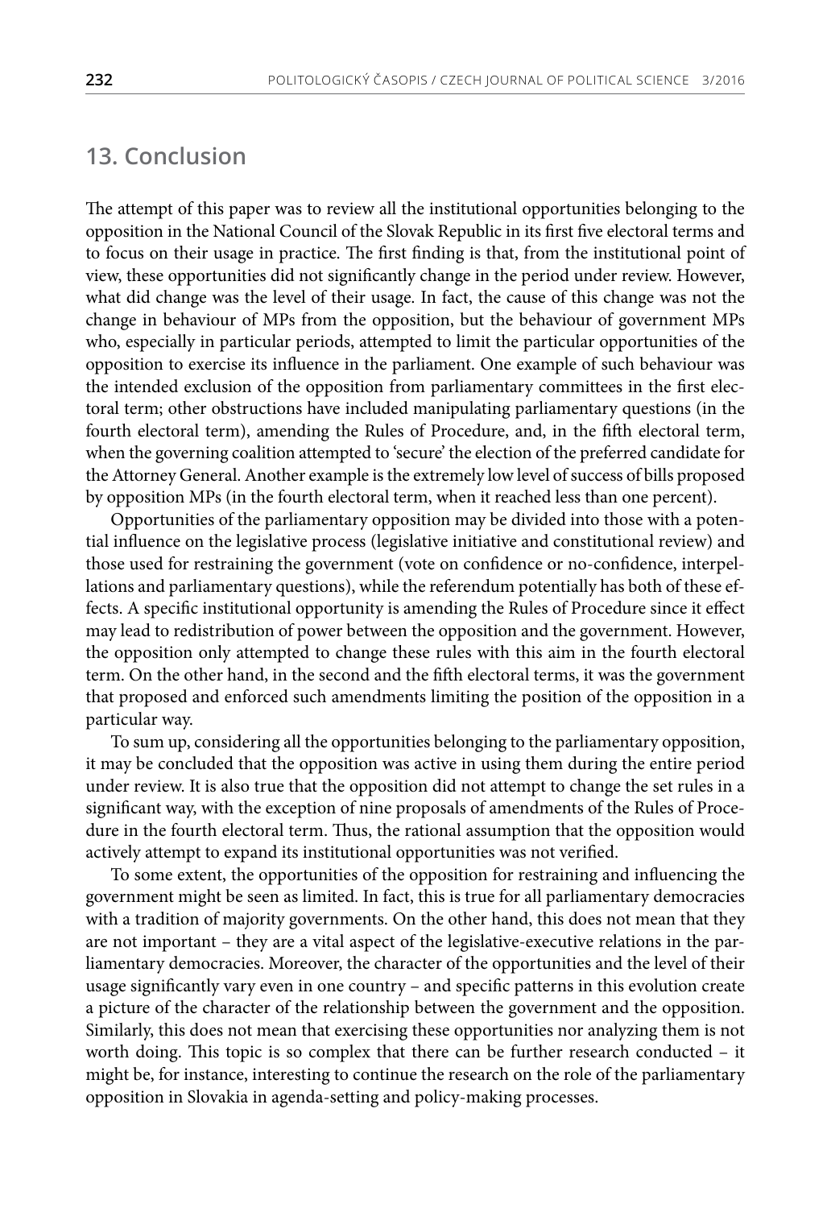## 13. Conclusion

The attempt of this paper was to review all the institutional opportunities belonging to the opposition in the National Council of the Slovak Republic in its first five electoral terms and to focus on their usage in practice. The first finding is that, from the institutional point of view, these opportunities did not significantly change in the period under review. However, what did change was the level of their usage. In fact, the cause of this change was not the change in behaviour of MPs from the opposition, but the behaviour of government MPs who, especially in particular periods, attempted to limit the particular opportunities of the opposition to exercise its influence in the parliament. One example of such behaviour was the intended exclusion of the opposition from parliamentary committees in the first electoral term; other obstructions have included manipulating parliamentary questions (in the fourth electoral term), amending the Rules of Procedure, and, in the fifth electoral term, when the governing coalition attempted to 'secure' the election of the preferred candidate for the Attorney General. Another example is the extremely low level of success of bills proposed by opposition MPs (in the fourth electoral term, when it reached less than one percent).

Opportunities of the parliamentary opposition may be divided into those with a potential influence on the legislative process (legislative initiative and constitutional review) and those used for restraining the government (vote on confidence or no-confidence, interpellations and parliamentary questions), while the referendum potentially has both of these effects. A specific institutional opportunity is amending the Rules of Procedure since it effect may lead to redistribution of power between the opposition and the government. However, the opposition only attempted to change these rules with this aim in the fourth electoral term. On the other hand, in the second and the fifth electoral terms, it was the government that proposed and enforced such amendments limiting the position of the opposition in a particular way.

To sum up, considering all the opportunities belonging to the parliamentary opposition, it may be concluded that the opposition was active in using them during the entire period under review. It is also true that the opposition did not attempt to change the set rules in a significant way, with the exception of nine proposals of amendments of the Rules of Procedure in the fourth electoral term. Thus, the rational assumption that the opposition would actively attempt to expand its institutional opportunities was not verified.

To some extent, the opportunities of the opposition for restraining and influencing the government might be seen as limited. In fact, this is true for all parliamentary democracies with a tradition of majority governments. On the other hand, this does not mean that they are not important – they are a vital aspect of the legislative-executive relations in the parliamentary democracies. Moreover, the character of the opportunities and the level of their usage significantly vary even in one country – and specific patterns in this evolution create a picture of the character of the relationship between the government and the opposition. Similarly, this does not mean that exercising these opportunities nor analyzing them is not worth doing. This topic is so complex that there can be further research conducted – it might be, for instance, interesting to continue the research on the role of the parliamentary opposition in Slovakia in agenda-setting and policy-making processes.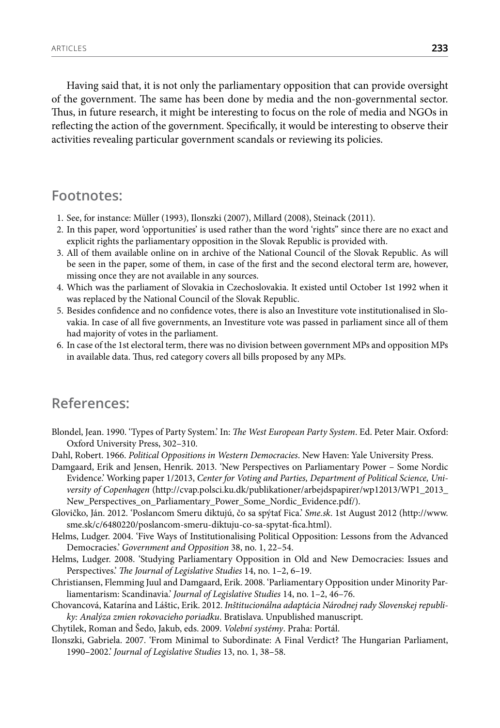Having said that, it is not only the parliamentary opposition that can provide oversight of the government. The same has been done by media and the non-governmental sector. Thus, in future research, it might be interesting to focus on the role of media and NGOs in reflecting the action of the government. Specifically, it would be interesting to observe their activities revealing particular government scandals or reviewing its policies.

## Footnotes:

1. See, for instance: Müller (1993), Ilonszki (2007), Millard (2008), Steinack (2011).
2. In this paper, word 'opportunities' is used rather than the word 'rights" since there are no exact and explicit rights the parliamentary opposition in the Slovak Republic is provided with.
3. All of them available online on in archive of the National Council of the Slovak Republic. As will be seen in the paper, some of them, in case of the first and the second electoral term are, however, missing once they are not available in any sources.
4. Which was the parliament of Slovakia in Czechoslovakia. It existed until October 1st 1992 when it was replaced by the National Council of the Slovak Republic.
5. Besides confidence and no confidence votes, there is also an Investiture vote institutionalised in Slovakia. In case of all five governments, an Investiture vote was passed in parliament since all of them had majority of votes in the parliament.
6. In case of the 1st electoral term, there was no division between government MPs and opposition MPs in available data. Thus, red category covers all bills proposed by any MPs.

## References:

Blondel, Jean. 1990. 'Types of Party System.' In: *The West European Party System*. Ed. Peter Mair. Oxford: Oxford University Press, 302–310.

Dahl, Robert. 1966. *Political Oppositions in Western Democracies*. New Haven: Yale University Press.

Damgaard, Erik and Jensen, Henrik. 2013. 'New Perspectives on Parliamentary Power – Some Nordic Evidence.' Working paper 1/2013, *Center for Voting and Parties, Department of Political Science, University of Copenhagen* (http://cvap.polsci.ku.dk/publikationer/arbejdspapirer/wp12013/WP1_2013_New_Perspectives_on_Parliamentary_Power_Some_Nordic_Evidence.pdf/).

Glovičko, Ján. 2012. 'Poslancom Smeru diktujú, čo sa spýtať Fica.' *Sme.sk*. 1st August 2012 (http://www.sme.sk/c/6480220/poslancom-smeru-diktuju-co-sa-spytat-fica.html).

Helms, Ludger. 2004. 'Five Ways of Institutionalising Political Opposition: Lessons from the Advanced Democracies.' *Government and Opposition* 38, no. 1, 22–54.

Helms, Ludger. 2008. 'Studying Parliamentary Opposition in Old and New Democracies: Issues and Perspectives.' *The Journal of Legislative Studies* 14, no. 1–2, 6–19.

Christiansen, Flemming Juul and Damgaard, Erik. 2008. 'Parliamentary Opposition under Minority Parliamentarism: Scandinavia.' *Journal of Legislative Studies* 14, no. 1–2, 46–76.

Chovancová, Katarína and Láštic, Erik. 2012. *Inštitucionálna adaptácia Národnej rady Slovenskej republiky: Analýza zmien rokovacieho poriadku*. Bratislava. Unpublished manuscript.

Chytilek, Roman and Šedo, Jakub, eds. 2009. *Volební systémy*. Praha: Portál.

Ilonszki, Gabriela. 2007. 'From Minimal to Subordinate: A Final Verdict? The Hungarian Parliament, 1990–2002.' *Journal of Legislative Studies* 13, no. 1, 38–58.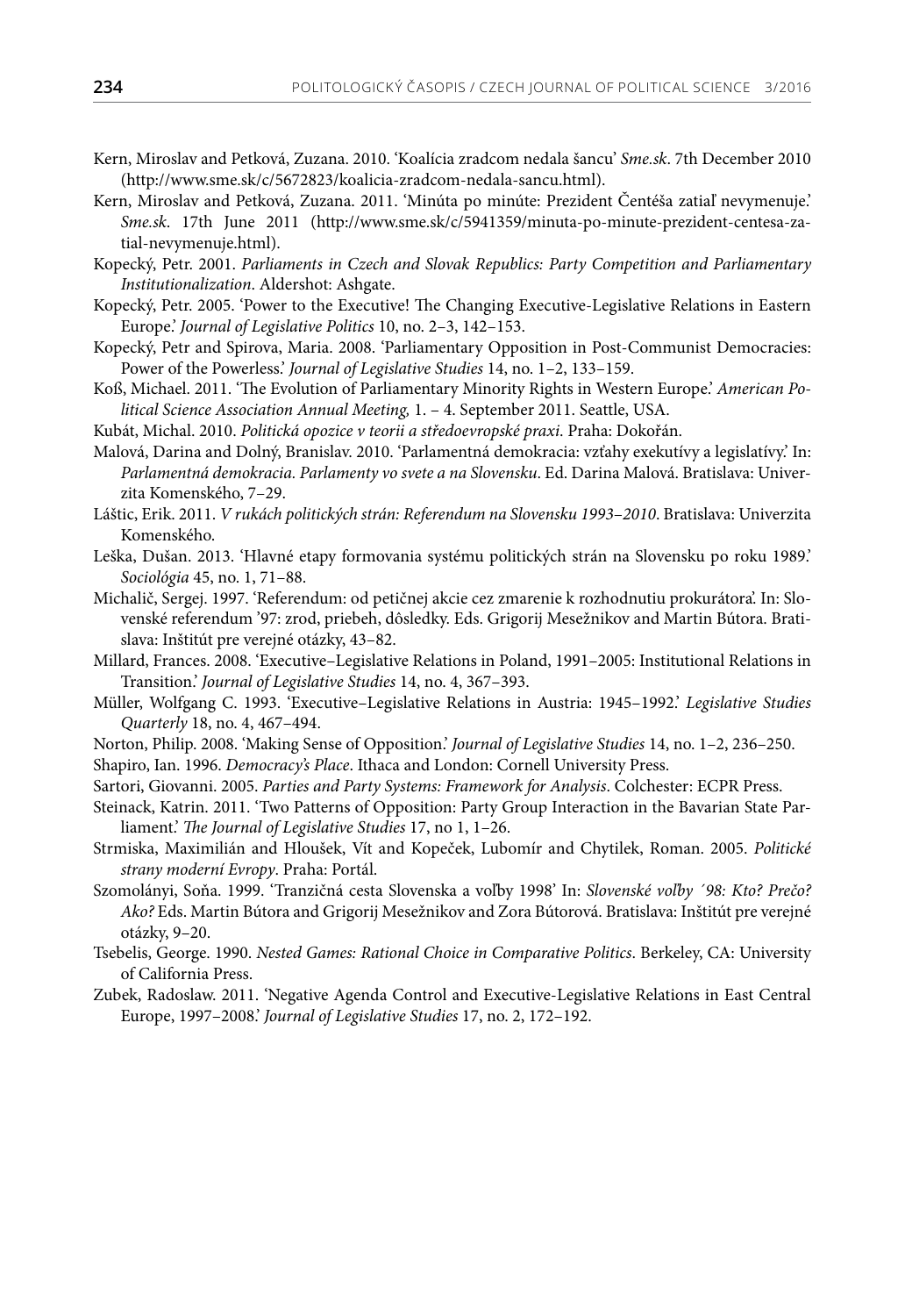Kern, Miroslav and Petková, Zuzana. 2010. 'Koalícia zradcom nedala šancu' *Sme.sk*. 7th December 2010 (http://www.sme.sk/c/5672823/koalicia-zradcom-nedala-sancu.html).

Kern, Miroslav and Petková, Zuzana. 2011. 'Minúta po minúte: Prezident Čentéša zatiaľ nevymenuje.' *Sme.sk*. 17th June 2011 (http://www.sme.sk/c/5941359/minuta-po-minute-prezident-centesa-zatial-nevymenuje.html).

Kopecký, Petr. 2001. *Parliaments in Czech and Slovak Republics: Party Competition and Parliamentary Institutionalization*. Aldershot: Ashgate.

Kopecký, Petr. 2005. 'Power to the Executive! The Changing Executive-Legislative Relations in Eastern Europe.' *Journal of Legislative Politics* 10, no. 2–3, 142–153.

Kopecký, Petr and Spirova, Maria. 2008. 'Parliamentary Opposition in Post-Communist Democracies: Power of the Powerless.' *Journal of Legislative Studies* 14, no. 1–2, 133–159.

Koß, Michael. 2011. 'The Evolution of Parliamentary Minority Rights in Western Europe.' *American Political Science Association Annual Meeting,* 1. – 4. September 2011. Seattle, USA.

Kubát, Michal. 2010. *Politická opozice v teorii a středoevropské praxi*. Praha: Dokořán.

Malová, Darina and Dolný, Branislav. 2010. 'Parlamentná demokracia: vzťahy exekutívy a legislatívy.' In: *Parlamentná demokracia. Parlamenty vo svete a na Slovensku*. Ed. Darina Malová. Bratislava: Univerzita Komenského, 7–29.

Láštic, Erik. 2011. *V rukách politických strán: Referendum na Slovensku 1993–2010*. Bratislava: Univerzita Komenského.

Leška, Dušan. 2013. 'Hlavné etapy formovania systému politických strán na Slovensku po roku 1989.' *Sociológia* 45, no. 1, 71–88.

Michalič, Sergej. 1997. 'Referendum: od petičnej akcie cez zmarenie k rozhodnutiu prokurátora'. In: Slovenské referendum '97: zrod, priebeh, dôsledky. Eds. Grigorij Mesežnikov and Martin Bútora. Bratislava: Inštitút pre verejné otázky, 43–82.

Millard, Frances. 2008. 'Executive–Legislative Relations in Poland, 1991–2005: Institutional Relations in Transition.' *Journal of Legislative Studies* 14, no. 4, 367–393.

Müller, Wolfgang C. 1993. 'Executive–Legislative Relations in Austria: 1945–1992.' *Legislative Studies Quarterly* 18, no. 4, 467–494.

Norton, Philip. 2008. 'Making Sense of Opposition.' *Journal of Legislative Studies* 14, no. 1–2, 236–250.

Shapiro, Ian. 1996. *Democracy's Place*. Ithaca and London: Cornell University Press.

Sartori, Giovanni. 2005. *Parties and Party Systems: Framework for Analysis*. Colchester: ECPR Press.

Steinack, Katrin. 2011. 'Two Patterns of Opposition: Party Group Interaction in the Bavarian State Parliament.' *The Journal of Legislative Studies* 17, no 1, 1–26.

Strmiska, Maximilián and Hloušek, Vít and Kopeček, Lubomír and Chytilek, Roman. 2005. *Politické strany moderní Evropy*. Praha: Portál.

Szomolányi, Soňa. 1999. 'Tranzičná cesta Slovenska a voľby 1998' In: *Slovenské voľby ´98: Kto? Prečo? Ako?* Eds. Martin Bútora and Grigorij Mesežnikov and Zora Bútorová. Bratislava: Inštitút pre verejné otázky, 9–20.

Tsebelis, George. 1990. *Nested Games: Rational Choice in Comparative Politics*. Berkeley, CA: University of California Press.

Zubek, Radoslaw. 2011. 'Negative Agenda Control and Executive-Legislative Relations in East Central Europe, 1997–2008.' *Journal of Legislative Studies* 17, no. 2, 172–192.